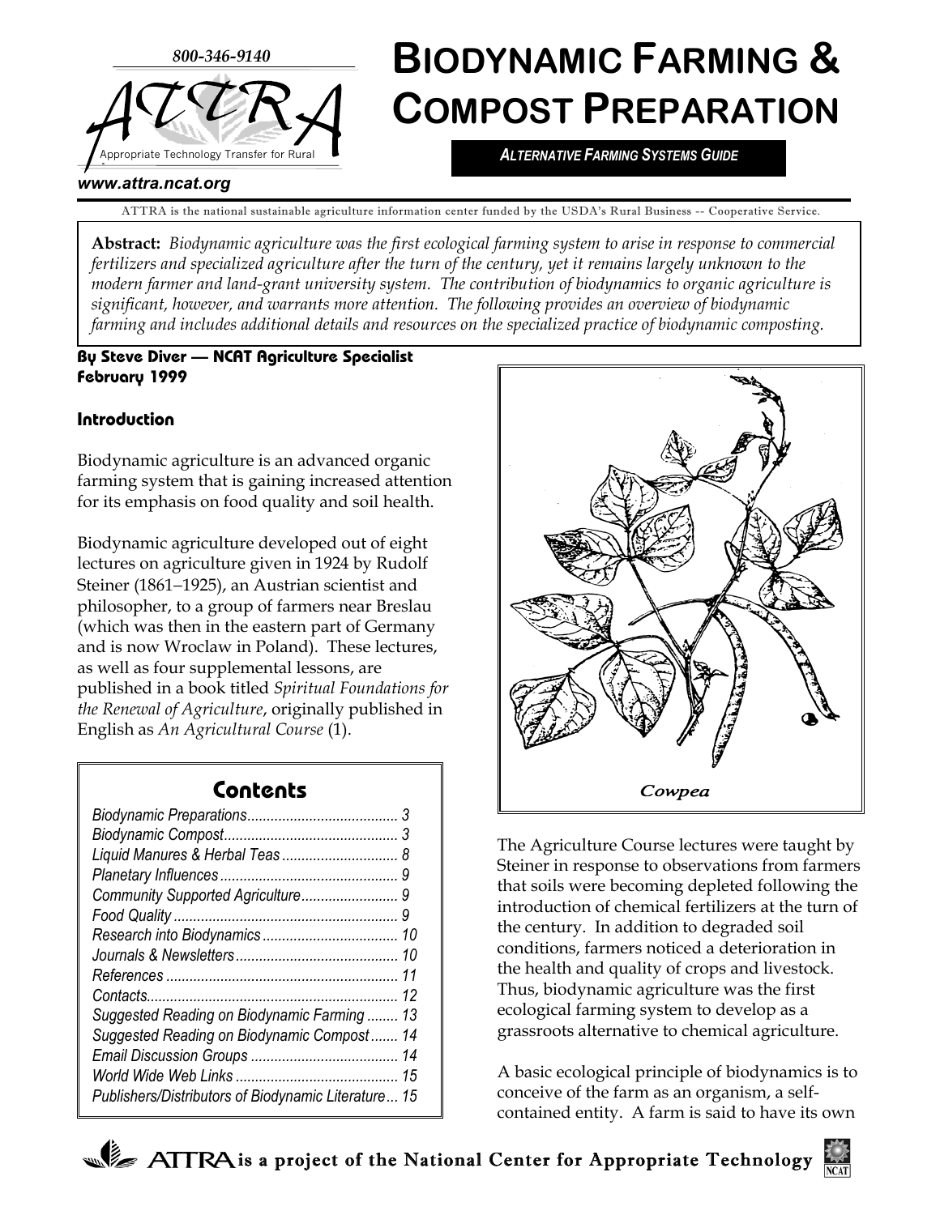800-346-9140

ATTRA

Appropriate Technology Transfer for Rural Areas

www.attra.ncat.org

# BIODYNAMIC FARMING & COMPOST PREPARATION

***ALTERNATIVE FARMING SYSTEMS GUIDE***

ATTRA is the national sustainable agriculture information center funded by the USDA's Rural Business -- Cooperative Service.

**Abstract:** *Biodynamic agriculture was the first ecological farming system to arise in response to commercial fertilizers and specialized agriculture after the turn of the century, yet it remains largely unknown to the modern farmer and land-grant university system. The contribution of biodynamics to organic agriculture is significant, however, and warrants more attention. The following provides an overview of biodynamic farming and includes additional details and resources on the specialized practice of biodynamic composting.*

**By Steve Diver — NCAT Agriculture Specialist**
**February 1999**

## Introduction

Biodynamic agriculture is an advanced organic farming system that is gaining increased attention for its emphasis on food quality and soil health.

Biodynamic agriculture developed out of eight lectures on agriculture given in 1924 by Rudolf Steiner (1861–1925), an Austrian scientist and philosopher, to a group of farmers near Breslau (which was then in the eastern part of Germany and is now Wroclaw in Poland). These lectures, as well as four supplemental lessons, are published in a book titled *Spiritual Foundations for the Renewal of Agriculture*, originally published in English as *An Agricultural Course* (1).

## Contents

- *Biodynamic Preparations* ... 3
- *Biodynamic Compost* ... 3
- *Liquid Manures & Herbal Teas* ... 8
- *Planetary Influences* ... 9
- *Community Supported Agriculture* ... 9
- *Food Quality* ... 9
- *Research into Biodynamics* ... 10
- *Journals & Newsletters* ... 10
- *References* ... 11
- *Contacts* ... 12
- *Suggested Reading on Biodynamic Farming* ... 13
- *Suggested Reading on Biodynamic Compost* ... 14
- *Email Discussion Groups* ... 14
- *World Wide Web Links* ... 15
- *Publishers/Distributors of Biodynamic Literature* ... 15

*Cowpea*

The Agriculture Course lectures were taught by Steiner in response to observations from farmers that soils were becoming depleted following the introduction of chemical fertilizers at the turn of the century. In addition to degraded soil conditions, farmers noticed a deterioration in the health and quality of crops and livestock. Thus, biodynamic agriculture was the first ecological farming system to develop as a grassroots alternative to chemical agriculture.

A basic ecological principle of biodynamics is to conceive of the farm as an organism, a self-contained entity. A farm is said to have its own

ATTRA is a project of the National Center for Appropriate Technology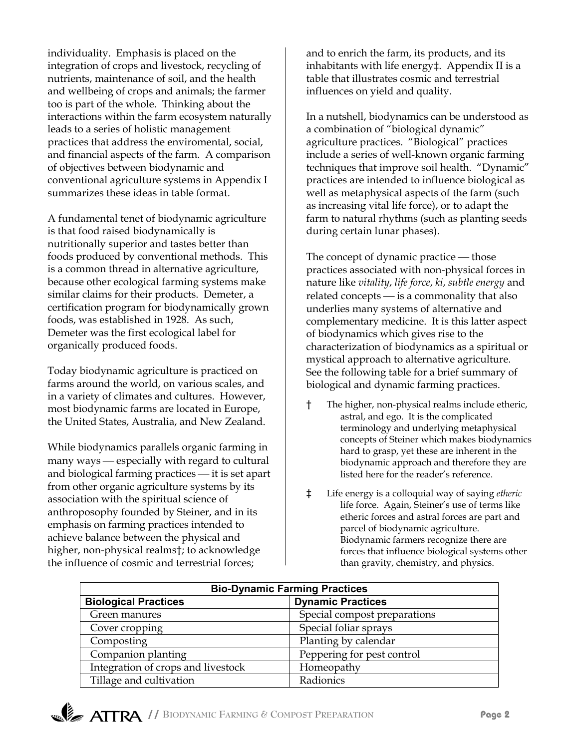individuality. Emphasis is placed on the integration of crops and livestock, recycling of nutrients, maintenance of soil, and the health and wellbeing of crops and animals; the farmer too is part of the whole. Thinking about the interactions within the farm ecosystem naturally leads to a series of holistic management practices that address the enviromental, social, and financial aspects of the farm. A comparison of objectives between biodynamic and conventional agriculture systems in Appendix I summarizes these ideas in table format.

A fundamental tenet of biodynamic agriculture is that food raised biodynamically is nutritionally superior and tastes better than foods produced by conventional methods. This is a common thread in alternative agriculture, because other ecological farming systems make similar claims for their products. Demeter, a certification program for biodynamically grown foods, was established in 1928. As such, Demeter was the first ecological label for organically produced foods.

Today biodynamic agriculture is practiced on farms around the world, on various scales, and in a variety of climates and cultures. However, most biodynamic farms are located in Europe, the United States, Australia, and New Zealand.

While biodynamics parallels organic farming in many ways — especially with regard to cultural and biological farming practices — it is set apart from other organic agriculture systems by its association with the spiritual science of anthroposophy founded by Steiner, and in its emphasis on farming practices intended to achieve balance between the physical and higher, non-physical realms†; to acknowledge the influence of cosmic and terrestrial forces; and to enrich the farm, its products, and its inhabitants with life energy‡. Appendix II is a table that illustrates cosmic and terrestrial influences on yield and quality.

In a nutshell, biodynamics can be understood as a combination of "biological dynamic" agriculture practices. "Biological" practices include a series of well-known organic farming techniques that improve soil health. "Dynamic" practices are intended to influence biological as well as metaphysical aspects of the farm (such as increasing vital life force), or to adapt the farm to natural rhythms (such as planting seeds during certain lunar phases).

The concept of dynamic practice — those practices associated with non-physical forces in nature like *vitality*, *life force*, *ki*, *subtle energy* and related concepts — is a commonality that also underlies many systems of alternative and complementary medicine. It is this latter aspect of biodynamics which gives rise to the characterization of biodynamics as a spiritual or mystical approach to alternative agriculture. See the following table for a brief summary of biological and dynamic farming practices.

† The higher, non-physical realms include etheric, astral, and ego. It is the complicated terminology and underlying metaphysical concepts of Steiner which makes biodynamics hard to grasp, yet these are inherent in the biodynamic approach and therefore they are listed here for the reader's reference.

‡ Life energy is a colloquial way of saying *etheric* life force. Again, Steiner's use of terms like etheric forces and astral forces are part and parcel of biodynamic agriculture. Biodynamic farmers recognize there are forces that influence biological systems other than gravity, chemistry, and physics.

| Bio-Dynamic Farming Practices | |
|---|---|
| **Biological Practices** | **Dynamic Practices** |
| Green manures | Special compost preparations |
| Cover cropping | Special foliar sprays |
| Composting | Planting by calendar |
| Companion planting | Peppering for pest control |
| Integration of crops and livestock | Homeopathy |
| Tillage and cultivation | Radionics |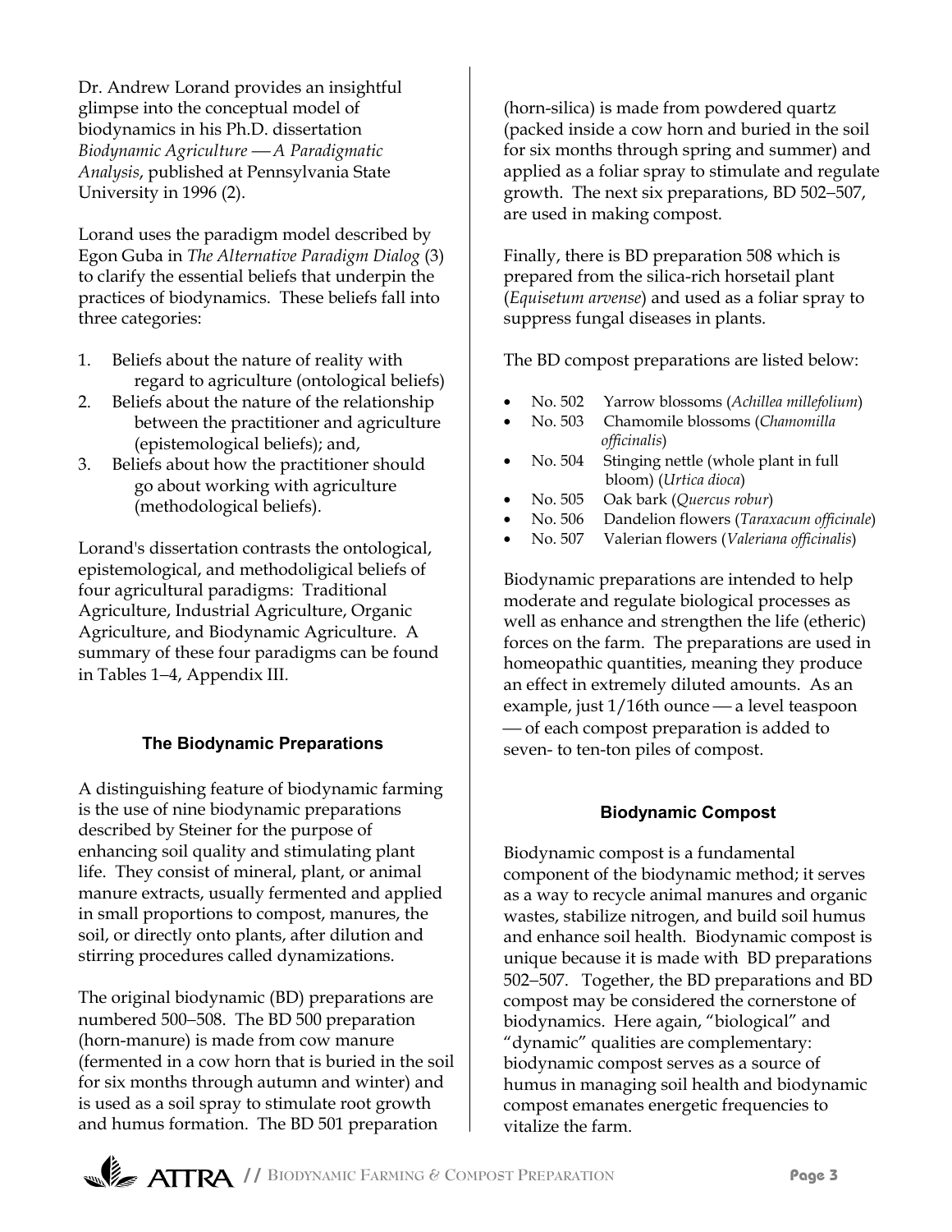Dr. Andrew Lorand provides an insightful glimpse into the conceptual model of biodynamics in his Ph.D. dissertation *Biodynamic Agriculture — A Paradigmatic Analysis*, published at Pennsylvania State University in 1996 (2).

Lorand uses the paradigm model described by Egon Guba in *The Alternative Paradigm Dialog* (3) to clarify the essential beliefs that underpin the practices of biodynamics. These beliefs fall into three categories:

1. Beliefs about the nature of reality with regard to agriculture (ontological beliefs)
2. Beliefs about the nature of the relationship between the practitioner and agriculture (epistemological beliefs); and,
3. Beliefs about how the practitioner should go about working with agriculture (methodological beliefs).

Lorand's dissertation contrasts the ontological, epistemological, and methodoligical beliefs of four agricultural paradigms: Traditional Agriculture, Industrial Agriculture, Organic Agriculture, and Biodynamic Agriculture. A summary of these four paradigms can be found in Tables 1–4, Appendix III.

## The Biodynamic Preparations

A distinguishing feature of biodynamic farming is the use of nine biodynamic preparations described by Steiner for the purpose of enhancing soil quality and stimulating plant life. They consist of mineral, plant, or animal manure extracts, usually fermented and applied in small proportions to compost, manures, the soil, or directly onto plants, after dilution and stirring procedures called dynamizations.

The original biodynamic (BD) preparations are numbered 500–508. The BD 500 preparation (horn-manure) is made from cow manure (fermented in a cow horn that is buried in the soil for six months through autumn and winter) and is used as a soil spray to stimulate root growth and humus formation. The BD 501 preparation (horn-silica) is made from powdered quartz (packed inside a cow horn and buried in the soil for six months through spring and summer) and applied as a foliar spray to stimulate and regulate growth. The next six preparations, BD 502–507, are used in making compost.

Finally, there is BD preparation 508 which is prepared from the silica-rich horsetail plant (*Equisetum arvense*) and used as a foliar spray to suppress fungal diseases in plants.

The BD compost preparations are listed below:

- No. 502 Yarrow blossoms (*Achillea millefolium*)
- No. 503 Chamomile blossoms (*Chamomilla officinalis*)
- No. 504 Stinging nettle (whole plant in full bloom) (*Urtica dioca*)
- No. 505 Oak bark (*Quercus robur*)
- No. 506 Dandelion flowers (*Taraxacum officinale*)
- No. 507 Valerian flowers (*Valeriana officinalis*)

Biodynamic preparations are intended to help moderate and regulate biological processes as well as enhance and strengthen the life (etheric) forces on the farm. The preparations are used in homeopathic quantities, meaning they produce an effect in extremely diluted amounts. As an example, just 1/16th ounce — a level teaspoon — of each compost preparation is added to seven- to ten-ton piles of compost.

## Biodynamic Compost

Biodynamic compost is a fundamental component of the biodynamic method; it serves as a way to recycle animal manures and organic wastes, stabilize nitrogen, and build soil humus and enhance soil health. Biodynamic compost is unique because it is made with BD preparations 502–507. Together, the BD preparations and BD compost may be considered the cornerstone of biodynamics. Here again, "biological" and "dynamic" qualities are complementary: biodynamic compost serves as a source of humus in managing soil health and biodynamic compost emanates energetic frequencies to vitalize the farm.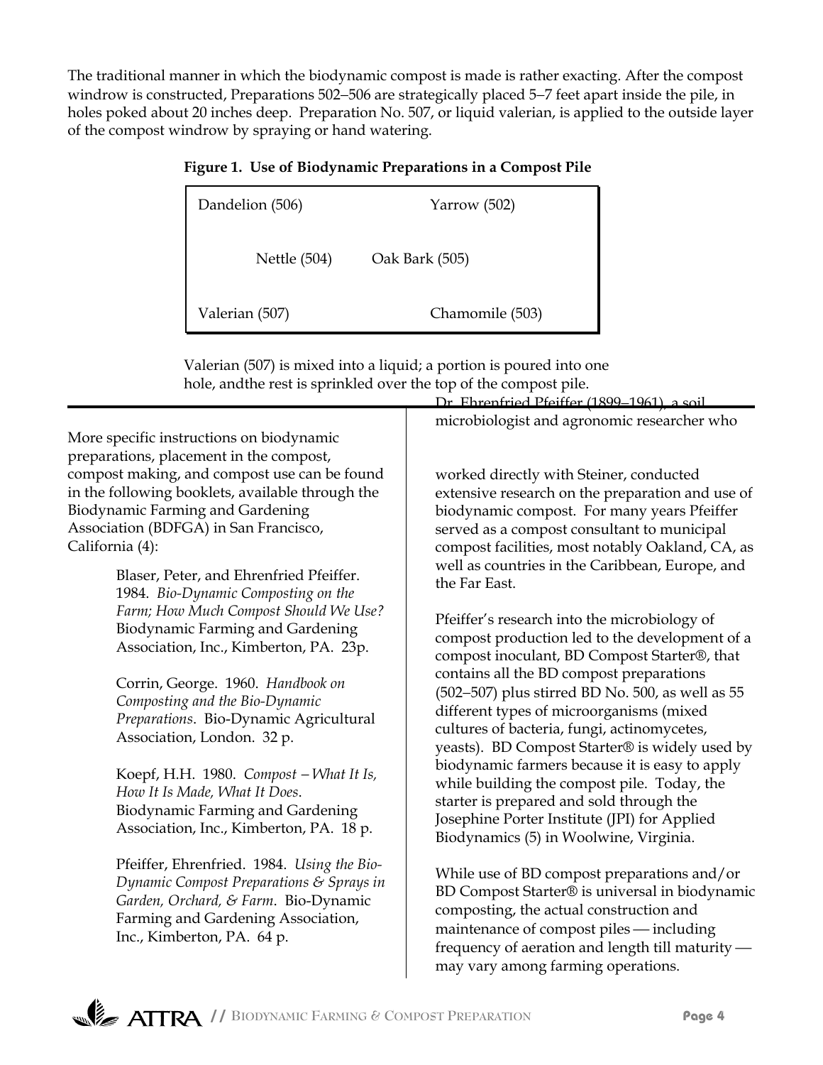The traditional manner in which the biodynamic compost is made is rather exacting. After the compost windrow is constructed, Preparations 502–506 are strategically placed 5–7 feet apart inside the pile, in holes poked about 20 inches deep. Preparation No. 507, or liquid valerian, is applied to the outside layer of the compost windrow by spraying or hand watering.

**Figure 1. Use of Biodynamic Preparations in a Compost Pile**

| | |
|---|---|
| Dandelion (506) | Yarrow (502) |
| Nettle (504) | Oak Bark (505) |
| Valerian (507) | Chamomile (503) |

Valerian (507) is mixed into a liquid; a portion is poured into one hole, andthe rest is sprinkled over the top of the compost pile.

More specific instructions on biodynamic preparations, placement in the compost, compost making, and compost use can be found in the following booklets, available through the Biodynamic Farming and Gardening Association (BDFGA) in San Francisco, California (4):

> Blaser, Peter, and Ehrenfried Pfeiffer. 1984. *Bio-Dynamic Composting on the Farm; How Much Compost Should We Use?* Biodynamic Farming and Gardening Association, Inc., Kimberton, PA. 23p.
>
> Corrin, George. 1960. *Handbook on Composting and the Bio-Dynamic Preparations*. Bio-Dynamic Agricultural Association, London. 32 p.
>
> Koepf, H.H. 1980. *Compost—What It Is, How It Is Made, What It Does*. Biodynamic Farming and Gardening Association, Inc., Kimberton, PA. 18 p.
>
> Pfeiffer, Ehrenfried. 1984. *Using the Bio-Dynamic Compost Preparations & Sprays in Garden, Orchard, & Farm*. Bio-Dynamic Farming and Gardening Association, Inc., Kimberton, PA. 64 p.

Dr. Ehrenfried Pfeiffer (1899–1961), a soil microbiologist and agronomic researcher who worked directly with Steiner, conducted extensive research on the preparation and use of biodynamic compost. For many years Pfeiffer served as a compost consultant to municipal compost facilities, most notably Oakland, CA, as well as countries in the Caribbean, Europe, and the Far East.

Pfeiffer's research into the microbiology of compost production led to the development of a compost inoculant, BD Compost Starter®, that contains all the BD compost preparations (502–507) plus stirred BD No. 500, as well as 55 different types of microorganisms (mixed cultures of bacteria, fungi, actinomycetes, yeasts). BD Compost Starter® is widely used by biodynamic farmers because it is easy to apply while building the compost pile. Today, the starter is prepared and sold through the Josephine Porter Institute (JPI) for Applied Biodynamics (5) in Woolwine, Virginia.

While use of BD compost preparations and/or BD Compost Starter® is universal in biodynamic composting, the actual construction and maintenance of compost piles — including frequency of aeration and length till maturity — may vary among farming operations.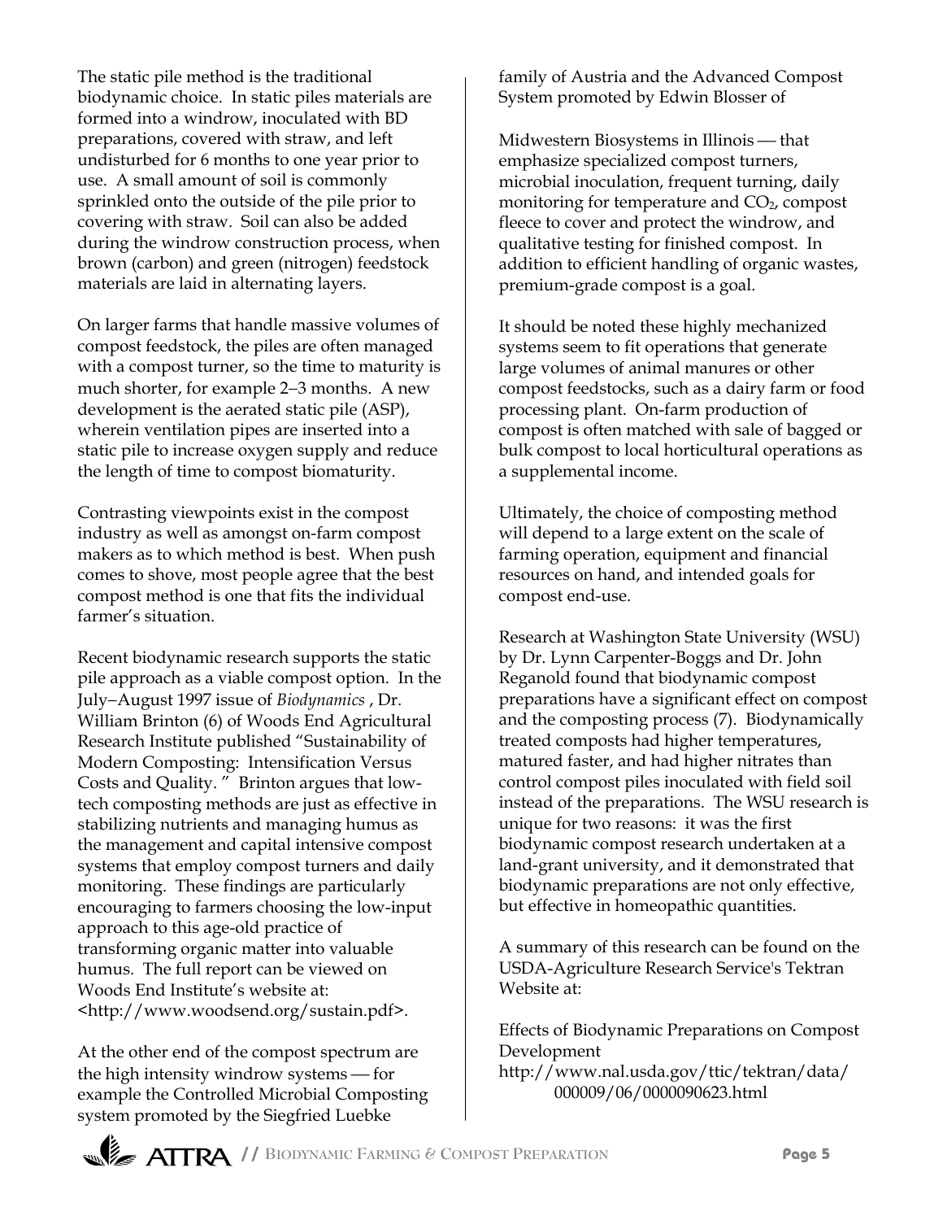The static pile method is the traditional biodynamic choice. In static piles materials are formed into a windrow, inoculated with BD preparations, covered with straw, and left undisturbed for 6 months to one year prior to use. A small amount of soil is commonly sprinkled onto the outside of the pile prior to covering with straw. Soil can also be added during the windrow construction process, when brown (carbon) and green (nitrogen) feedstock materials are laid in alternating layers.

On larger farms that handle massive volumes of compost feedstock, the piles are often managed with a compost turner, so the time to maturity is much shorter, for example 2–3 months. A new development is the aerated static pile (ASP), wherein ventilation pipes are inserted into a static pile to increase oxygen supply and reduce the length of time to compost biomaturity.

Contrasting viewpoints exist in the compost industry as well as amongst on-farm compost makers as to which method is best. When push comes to shove, most people agree that the best compost method is one that fits the individual farmer's situation.

Recent biodynamic research supports the static pile approach as a viable compost option. In the July–August 1997 issue of *Biodynamics* , Dr. William Brinton (6) of Woods End Agricultural Research Institute published "Sustainability of Modern Composting: Intensification Versus Costs and Quality. " Brinton argues that low-tech composting methods are just as effective in stabilizing nutrients and managing humus as the management and capital intensive compost systems that employ compost turners and daily monitoring. These findings are particularly encouraging to farmers choosing the low-input approach to this age-old practice of transforming organic matter into valuable humus. The full report can be viewed on Woods End Institute's website at: <http://www.woodsend.org/sustain.pdf>.

At the other end of the compost spectrum are the high intensity windrow systems — for example the Controlled Microbial Composting system promoted by the Siegfried Luebke family of Austria and the Advanced Compost System promoted by Edwin Blosser of Midwestern Biosystems in Illinois — that emphasize specialized compost turners, microbial inoculation, frequent turning, daily monitoring for temperature and $CO_2$, compost fleece to cover and protect the windrow, and qualitative testing for finished compost. In addition to efficient handling of organic wastes, premium-grade compost is a goal.

It should be noted these highly mechanized systems seem to fit operations that generate large volumes of animal manures or other compost feedstocks, such as a dairy farm or food processing plant. On-farm production of compost is often matched with sale of bagged or bulk compost to local horticultural operations as a supplemental income.

Ultimately, the choice of composting method will depend to a large extent on the scale of farming operation, equipment and financial resources on hand, and intended goals for compost end-use.

Research at Washington State University (WSU) by Dr. Lynn Carpenter-Boggs and Dr. John Reganold found that biodynamic compost preparations have a significant effect on compost and the composting process (7). Biodynamically treated composts had higher temperatures, matured faster, and had higher nitrates than control compost piles inoculated with field soil instead of the preparations. The WSU research is unique for two reasons: it was the first biodynamic compost research undertaken at a land-grant university, and it demonstrated that biodynamic preparations are not only effective, but effective in homeopathic quantities.

A summary of this research can be found on the USDA-Agriculture Research Service's Tektran Website at:

Effects of Biodynamic Preparations on Compost Development
http://www.nal.usda.gov/ttic/tektran/data/000009/06/0000090623.html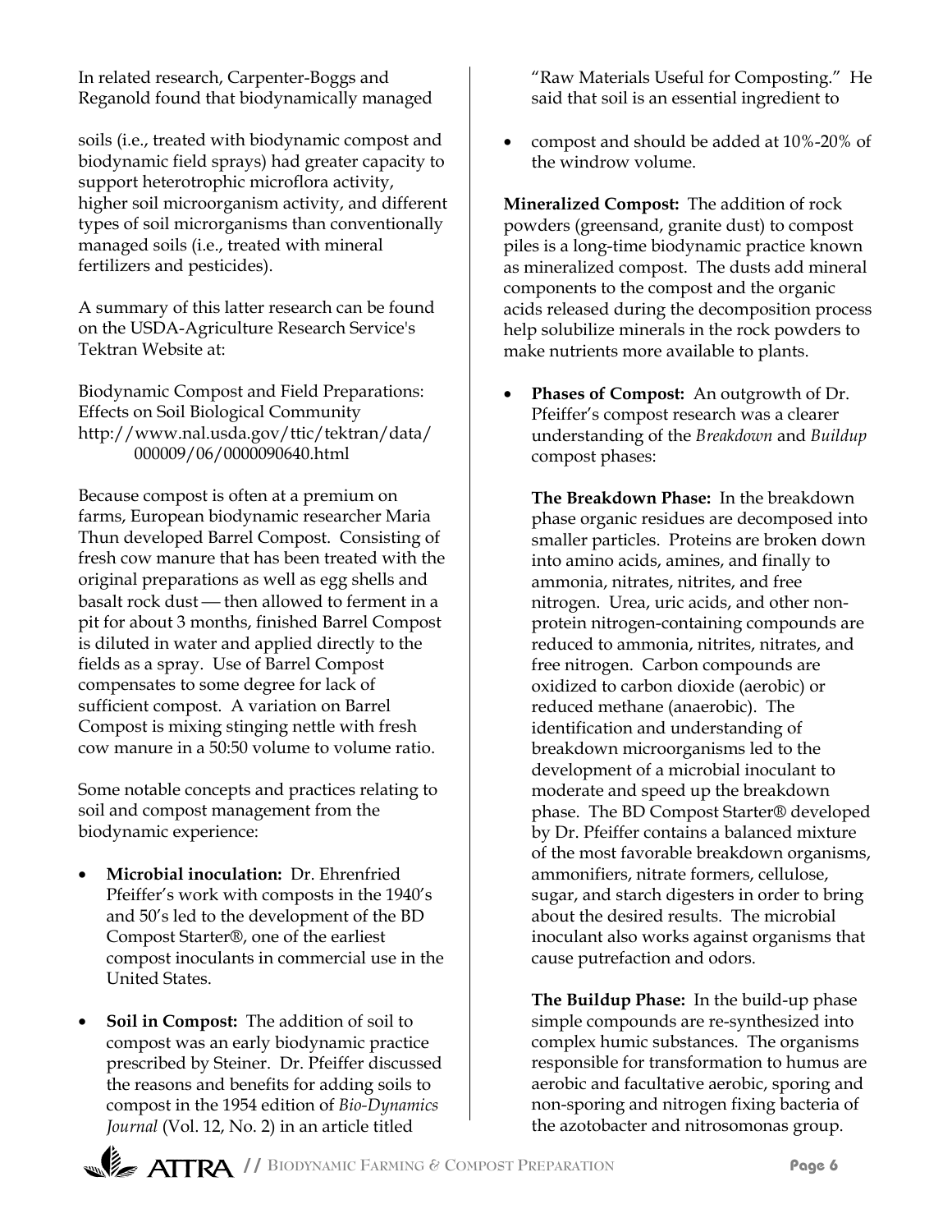In related research, Carpenter-Boggs and Reganold found that biodynamically managed soils (i.e., treated with biodynamic compost and biodynamic field sprays) had greater capacity to support heterotrophic microflora activity, higher soil microorganism activity, and different types of soil microrganisms than conventionally managed soils (i.e., treated with mineral fertilizers and pesticides).

A summary of this latter research can be found on the USDA-Agriculture Research Service's Tektran Website at:

Biodynamic Compost and Field Preparations: Effects on Soil Biological Community
http://www.nal.usda.gov/ttic/tektran/data/000009/06/0000090640.html

Because compost is often at a premium on farms, European biodynamic researcher Maria Thun developed Barrel Compost. Consisting of fresh cow manure that has been treated with the original preparations as well as egg shells and basalt rock dust — then allowed to ferment in a pit for about 3 months, finished Barrel Compost is diluted in water and applied directly to the fields as a spray. Use of Barrel Compost compensates to some degree for lack of sufficient compost. A variation on Barrel Compost is mixing stinging nettle with fresh cow manure in a 50:50 volume to volume ratio.

Some notable concepts and practices relating to soil and compost management from the biodynamic experience:

- **Microbial inoculation:** Dr. Ehrenfried Pfeiffer's work with composts in the 1940's and 50's led to the development of the BD Compost Starter®, one of the earliest compost inoculants in commercial use in the United States.
- **Soil in Compost:** The addition of soil to compost was an early biodynamic practice prescribed by Steiner. Dr. Pfeiffer discussed the reasons and benefits for adding soils to compost in the 1954 edition of *Bio-Dynamics Journal* (Vol. 12, No. 2) in an article titled "Raw Materials Useful for Composting." He said that soil is an essential ingredient to compost and should be added at 10%-20% of the windrow volume.

**Mineralized Compost:** The addition of rock powders (greensand, granite dust) to compost piles is a long-time biodynamic practice known as mineralized compost. The dusts add mineral components to the compost and the organic acids released during the decomposition process help solubilize minerals in the rock powders to make nutrients more available to plants.

- **Phases of Compost:** An outgrowth of Dr. Pfeiffer's compost research was a clearer understanding of the *Breakdown* and *Buildup* compost phases:

  **The Breakdown Phase:** In the breakdown phase organic residues are decomposed into smaller particles. Proteins are broken down into amino acids, amines, and finally to ammonia, nitrates, nitrites, and free nitrogen. Urea, uric acids, and other non-protein nitrogen-containing compounds are reduced to ammonia, nitrites, nitrates, and free nitrogen. Carbon compounds are oxidized to carbon dioxide (aerobic) or reduced methane (anaerobic). The identification and understanding of breakdown microorganisms led to the development of a microbial inoculant to moderate and speed up the breakdown phase. The BD Compost Starter® developed by Dr. Pfeiffer contains a balanced mixture of the most favorable breakdown organisms, ammonifiers, nitrate formers, cellulose, sugar, and starch digesters in order to bring about the desired results. The microbial inoculant also works against organisms that cause putrefaction and odors.

  **The Buildup Phase:** In the build-up phase simple compounds are re-synthesized into complex humic substances. The organisms responsible for transformation to humus are aerobic and facultative aerobic, sporing and non-sporing and nitrogen fixing bacteria of the azotobacter and nitrosomonas group.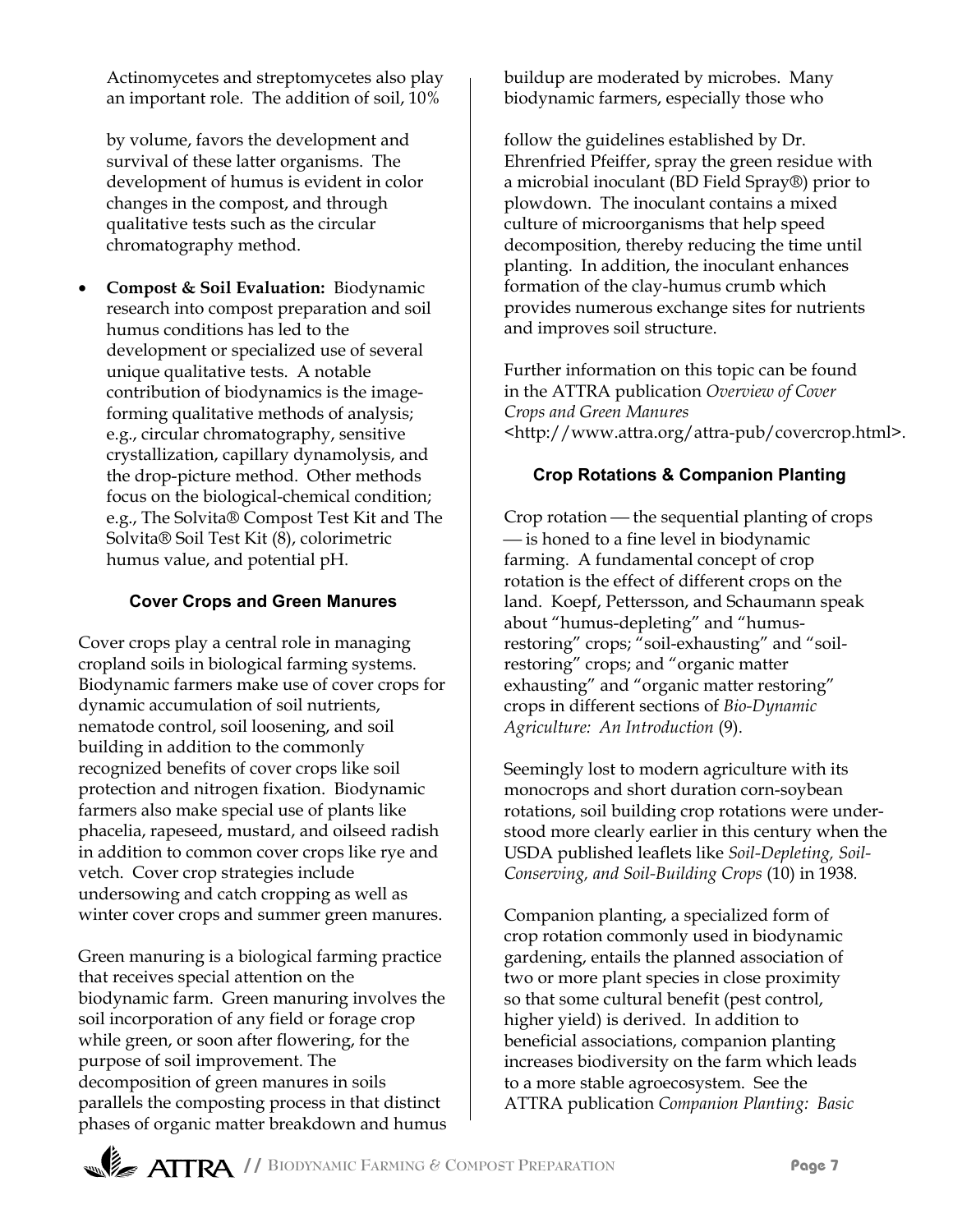Actinomycetes and streptomycetes also play an important role. The addition of soil, 10% by volume, favors the development and survival of these latter organisms. The development of humus is evident in color changes in the compost, and through qualitative tests such as the circular chromatography method.

- **Compost & Soil Evaluation:** Biodynamic research into compost preparation and soil humus conditions has led to the development or specialized use of several unique qualitative tests. A notable contribution of biodynamics is the image-forming qualitative methods of analysis; e.g., circular chromatography, sensitive crystallization, capillary dynamolysis, and the drop-picture method. Other methods focus on the biological-chemical condition; e.g., The Solvita® Compost Test Kit and The Solvita® Soil Test Kit (8), colorimetric humus value, and potential pH.

### Cover Crops and Green Manures

Cover crops play a central role in managing cropland soils in biological farming systems. Biodynamic farmers make use of cover crops for dynamic accumulation of soil nutrients, nematode control, soil loosening, and soil building in addition to the commonly recognized benefits of cover crops like soil protection and nitrogen fixation. Biodynamic farmers also make special use of plants like phacelia, rapeseed, mustard, and oilseed radish in addition to common cover crops like rye and vetch. Cover crop strategies include undersowing and catch cropping as well as winter cover crops and summer green manures.

Green manuring is a biological farming practice that receives special attention on the biodynamic farm. Green manuring involves the soil incorporation of any field or forage crop while green, or soon after flowering, for the purpose of soil improvement. The decomposition of green manures in soils parallels the composting process in that distinct phases of organic matter breakdown and humus buildup are moderated by microbes. Many biodynamic farmers, especially those who follow the guidelines established by Dr. Ehrenfried Pfeiffer, spray the green residue with a microbial inoculant (BD Field Spray®) prior to plowdown. The inoculant contains a mixed culture of microorganisms that help speed decomposition, thereby reducing the time until planting. In addition, the inoculant enhances formation of the clay-humus crumb which provides numerous exchange sites for nutrients and improves soil structure.

Further information on this topic can be found in the ATTRA publication *Overview of Cover Crops and Green Manures* <http://www.attra.org/attra-pub/covercrop.html>.

### Crop Rotations & Companion Planting

Crop rotation — the sequential planting of crops — is honed to a fine level in biodynamic farming. A fundamental concept of crop rotation is the effect of different crops on the land. Koepf, Pettersson, and Schaumann speak about "humus-depleting" and "humus-restoring" crops; "soil-exhausting" and "soil-restoring" crops; and "organic matter exhausting" and "organic matter restoring" crops in different sections of *Bio-Dynamic Agriculture: An Introduction* (9).

Seemingly lost to modern agriculture with its monocrops and short duration corn-soybean rotations, soil building crop rotations were understood more clearly earlier in this century when the USDA published leaflets like *Soil-Depleting, Soil-Conserving, and Soil-Building Crops* (10) in 1938.

Companion planting, a specialized form of crop rotation commonly used in biodynamic gardening, entails the planned association of two or more plant species in close proximity so that some cultural benefit (pest control, higher yield) is derived. In addition to beneficial associations, companion planting increases biodiversity on the farm which leads to a more stable agroecosystem. See the ATTRA publication *Companion Planting: Basic*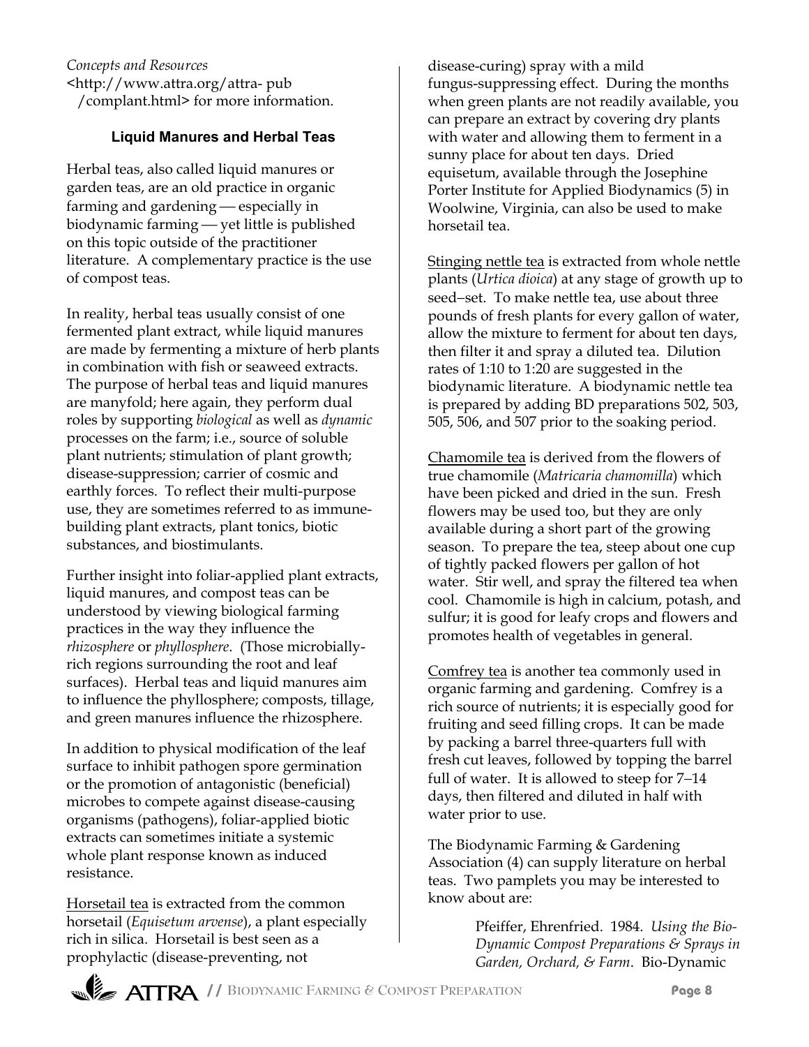*Concepts and Resources* <http://www.attra.org/attra- pub /complant.html> for more information.

### Liquid Manures and Herbal Teas

Herbal teas, also called liquid manures or garden teas, are an old practice in organic farming and gardening — especially in biodynamic farming — yet little is published on this topic outside of the practitioner literature. A complementary practice is the use of compost teas.

In reality, herbal teas usually consist of one fermented plant extract, while liquid manures are made by fermenting a mixture of herb plants in combination with fish or seaweed extracts. The purpose of herbal teas and liquid manures are manyfold; here again, they perform dual roles by supporting *biological* as well as *dynamic* processes on the farm; i.e., source of soluble plant nutrients; stimulation of plant growth; disease-suppression; carrier of cosmic and earthly forces. To reflect their multi-purpose use, they are sometimes referred to as immune-building plant extracts, plant tonics, biotic substances, and biostimulants.

Further insight into foliar-applied plant extracts, liquid manures, and compost teas can be understood by viewing biological farming practices in the way they influence the *rhizosphere* or *phyllosphere*. (Those microbially-rich regions surrounding the root and leaf surfaces). Herbal teas and liquid manures aim to influence the phyllosphere; composts, tillage, and green manures influence the rhizosphere.

In addition to physical modification of the leaf surface to inhibit pathogen spore germination or the promotion of antagonistic (beneficial) microbes to compete against disease-causing organisms (pathogens), foliar-applied biotic extracts can sometimes initiate a systemic whole plant response known as induced resistance.

Horsetail tea is extracted from the common horsetail (*Equisetum arvense*), a plant especially rich in silica. Horsetail is best seen as a prophylactic (disease-preventing, not disease-curing) spray with a mild fungus-suppressing effect. During the months when green plants are not readily available, you can prepare an extract by covering dry plants with water and allowing them to ferment in a sunny place for about ten days. Dried equisetum, available through the Josephine Porter Institute for Applied Biodynamics (5) in Woolwine, Virginia, can also be used to make horsetail tea.

Stinging nettle tea is extracted from whole nettle plants (*Urtica dioica*) at any stage of growth up to seed–set. To make nettle tea, use about three pounds of fresh plants for every gallon of water, allow the mixture to ferment for about ten days, then filter it and spray a diluted tea. Dilution rates of 1:10 to 1:20 are suggested in the biodynamic literature. A biodynamic nettle tea is prepared by adding BD preparations 502, 503, 505, 506, and 507 prior to the soaking period.

Chamomile tea is derived from the flowers of true chamomile (*Matricaria chamomilla*) which have been picked and dried in the sun. Fresh flowers may be used too, but they are only available during a short part of the growing season. To prepare the tea, steep about one cup of tightly packed flowers per gallon of hot water. Stir well, and spray the filtered tea when cool. Chamomile is high in calcium, potash, and sulfur; it is good for leafy crops and flowers and promotes health of vegetables in general.

Comfrey tea is another tea commonly used in organic farming and gardening. Comfrey is a rich source of nutrients; it is especially good for fruiting and seed filling crops. It can be made by packing a barrel three-quarters full with fresh cut leaves, followed by topping the barrel full of water. It is allowed to steep for 7–14 days, then filtered and diluted in half with water prior to use.

The Biodynamic Farming & Gardening Association (4) can supply literature on herbal teas. Two pamplets you may be interested to know about are:

> Pfeiffer, Ehrenfried. 1984. *Using the Bio-Dynamic Compost Preparations & Sprays in Garden, Orchard, & Farm*. Bio-Dynamic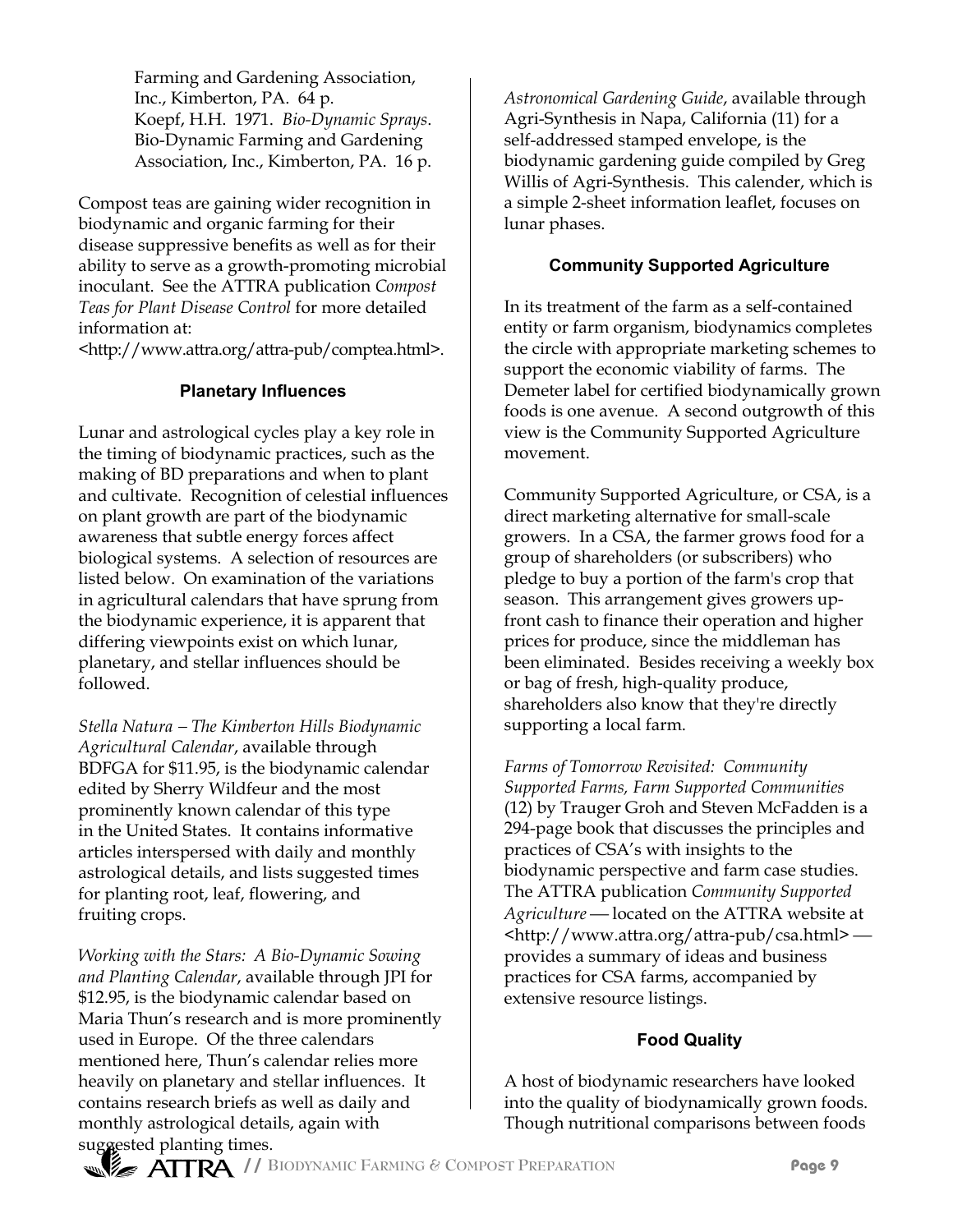Farming and Gardening Association, Inc., Kimberton, PA. 64 p.

Koepf, H.H. 1971. *Bio-Dynamic Sprays*. Bio-Dynamic Farming and Gardening Association, Inc., Kimberton, PA. 16 p.

Compost teas are gaining wider recognition in biodynamic and organic farming for their disease suppressive benefits as well as for their ability to serve as a growth-promoting microbial inoculant. See the ATTRA publication *Compost Teas for Plant Disease Control* for more detailed information at: <http://www.attra.org/attra-pub/comptea.html>.

### Planetary Influences

Lunar and astrological cycles play a key role in the timing of biodynamic practices, such as the making of BD preparations and when to plant and cultivate. Recognition of celestial influences on plant growth are part of the biodynamic awareness that subtle energy forces affect biological systems. A selection of resources are listed below. On examination of the variations in agricultural calendars that have sprung from the biodynamic experience, it is apparent that differing viewpoints exist on which lunar, planetary, and stellar influences should be followed.

*Stella Natura – The Kimberton Hills Biodynamic Agricultural Calendar*, available through BDFGA for $11.95, is the biodynamic calendar edited by Sherry Wildfeur and the most prominently known calendar of this type in the United States. It contains informative articles interspersed with daily and monthly astrological details, and lists suggested times for planting root, leaf, flowering, and fruiting crops.

*Working with the Stars: A Bio-Dynamic Sowing and Planting Calendar*, available through JPI for $12.95, is the biodynamic calendar based on Maria Thun's research and is more prominently used in Europe. Of the three calendars mentioned here, Thun's calendar relies more heavily on planetary and stellar influences. It contains research briefs as well as daily and monthly astrological details, again with suggested planting times.

*Astronomical Gardening Guide*, available through Agri-Synthesis in Napa, California (11) for a self-addressed stamped envelope, is the biodynamic gardening guide compiled by Greg Willis of Agri-Synthesis. This calender, which is a simple 2-sheet information leaflet, focuses on lunar phases.

### Community Supported Agriculture

In its treatment of the farm as a self-contained entity or farm organism, biodynamics completes the circle with appropriate marketing schemes to support the economic viability of farms. The Demeter label for certified biodynamically grown foods is one avenue. A second outgrowth of this view is the Community Supported Agriculture movement.

Community Supported Agriculture, or CSA, is a direct marketing alternative for small-scale growers. In a CSA, the farmer grows food for a group of shareholders (or subscribers) who pledge to buy a portion of the farm's crop that season. This arrangement gives growers up-front cash to finance their operation and higher prices for produce, since the middleman has been eliminated. Besides receiving a weekly box or bag of fresh, high-quality produce, shareholders also know that they're directly supporting a local farm.

*Farms of Tomorrow Revisited: Community Supported Farms, Farm Supported Communities* (12) by Trauger Groh and Steven McFadden is a 294-page book that discusses the principles and practices of CSA's with insights to the biodynamic perspective and farm case studies. The ATTRA publication *Community Supported Agriculture* — located on the ATTRA website at <http://www.attra.org/attra-pub/csa.html> — provides a summary of ideas and business practices for CSA farms, accompanied by extensive resource listings.

### Food Quality

A host of biodynamic researchers have looked into the quality of biodynamically grown foods. Though nutritional comparisons between foods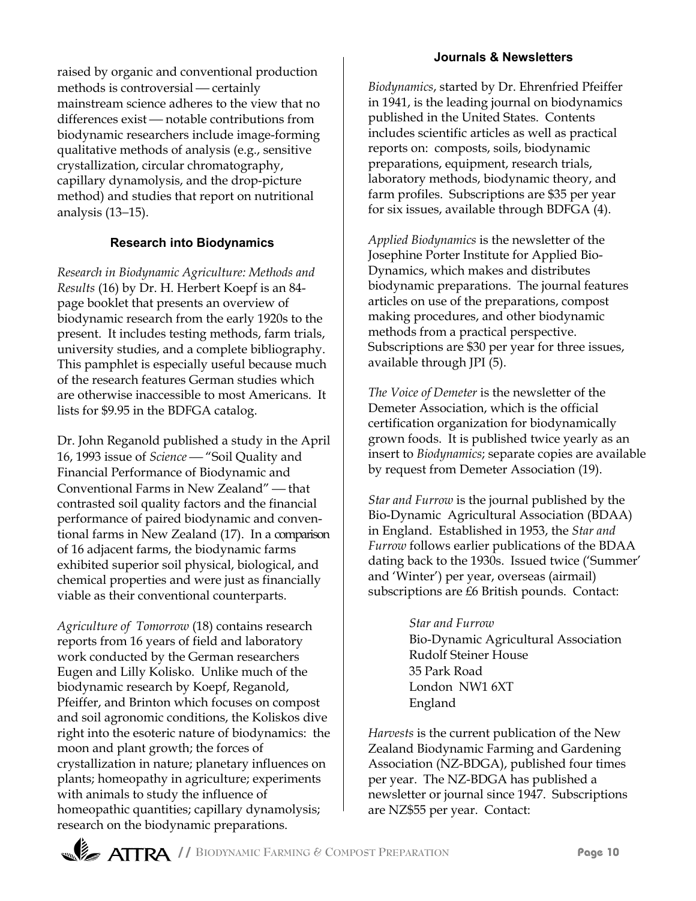raised by organic and conventional production methods is controversial — certainly mainstream science adheres to the view that no differences exist — notable contributions from biodynamic researchers include image-forming qualitative methods of analysis (e.g., sensitive crystallization, circular chromatography, capillary dynamolysis, and the drop-picture method) and studies that report on nutritional analysis (13–15).

## Research into Biodynamics

*Research in Biodynamic Agriculture: Methods and Results* (16) by Dr. H. Herbert Koepf is an 84-page booklet that presents an overview of biodynamic research from the early 1920s to the present. It includes testing methods, farm trials, university studies, and a complete bibliography. This pamphlet is especially useful because much of the research features German studies which are otherwise inaccessible to most Americans. It lists for $9.95 in the BDFGA catalog.

Dr. John Reganold published a study in the April 16, 1993 issue of *Science* — "Soil Quality and Financial Performance of Biodynamic and Conventional Farms in New Zealand" — that contrasted soil quality factors and the financial performance of paired biodynamic and conventional farms in New Zealand (17). In a comparison of 16 adjacent farms, the biodynamic farms exhibited superior soil physical, biological, and chemical properties and were just as financially viable as their conventional counterparts.

*Agriculture of Tomorrow* (18) contains research reports from 16 years of field and laboratory work conducted by the German researchers Eugen and Lilly Kolisko. Unlike much of the biodynamic research by Koepf, Reganold, Pfeiffer, and Brinton which focuses on compost and soil agronomic conditions, the Koliskos dive right into the esoteric nature of biodynamics: the moon and plant growth; the forces of crystallization in nature; planetary influences on plants; homeopathy in agriculture; experiments with animals to study the influence of homeopathic quantities; capillary dynamolysis; research on the biodynamic preparations.

## Journals & Newsletters

*Biodynamics*, started by Dr. Ehrenfried Pfeiffer in 1941, is the leading journal on biodynamics published in the United States. Contents includes scientific articles as well as practical reports on: composts, soils, biodynamic preparations, equipment, research trials, laboratory methods, biodynamic theory, and farm profiles. Subscriptions are $35 per year for six issues, available through BDFGA (4).

*Applied Biodynamics* is the newsletter of the Josephine Porter Institute for Applied Bio-Dynamics, which makes and distributes biodynamic preparations. The journal features articles on use of the preparations, compost making procedures, and other biodynamic methods from a practical perspective. Subscriptions are $30 per year for three issues, available through JPI (5).

*The Voice of Demeter* is the newsletter of the Demeter Association, which is the official certification organization for biodynamically grown foods. It is published twice yearly as an insert to *Biodynamics*; separate copies are available by request from Demeter Association (19).

*Star and Furrow* is the journal published by the Bio-Dynamic Agricultural Association (BDAA) in England. Established in 1953, the *Star and Furrow* follows earlier publications of the BDAA dating back to the 1930s. Issued twice ('Summer' and 'Winter') per year, overseas (airmail) subscriptions are £6 British pounds. Contact:

> *Star and Furrow*
> Bio-Dynamic Agricultural Association
> Rudolf Steiner House
> 35 Park Road
> London NW1 6XT
> England

*Harvests* is the current publication of the New Zealand Biodynamic Farming and Gardening Association (NZ-BDGA), published four times per year. The NZ-BDGA has published a newsletter or journal since 1947. Subscriptions are NZ$55 per year. Contact: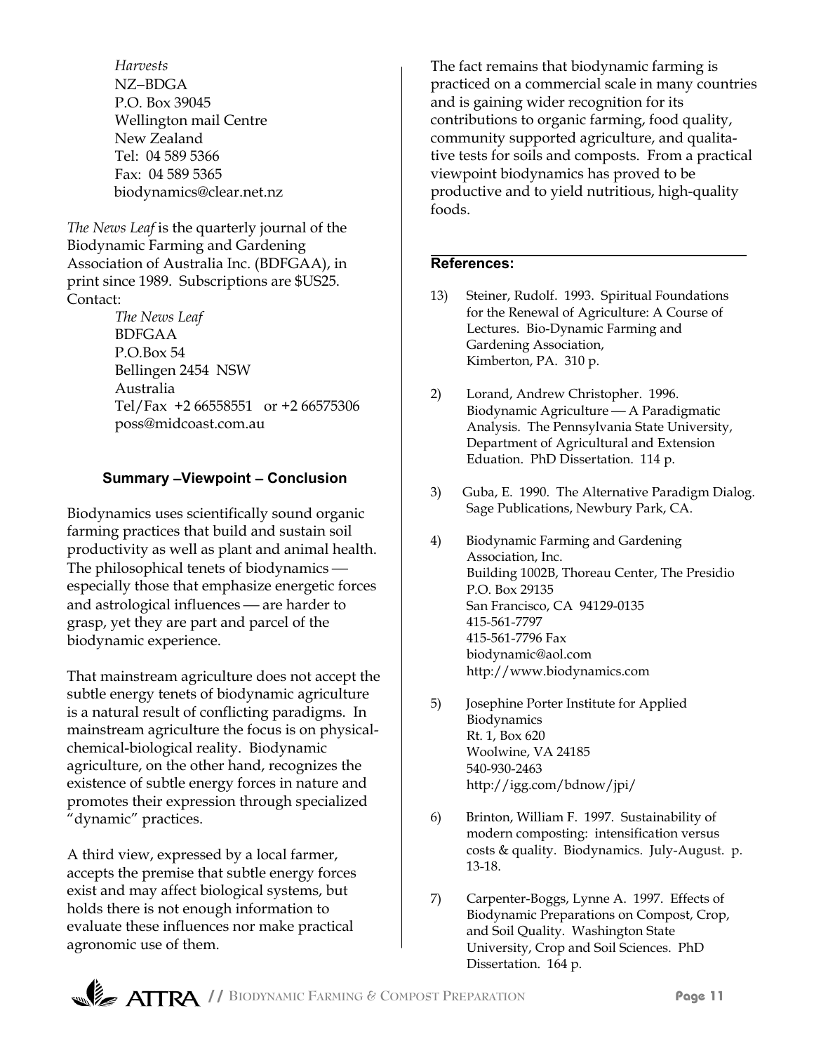*Harvests*
NZ–BDGA
P.O. Box 39045
Wellington mail Centre
New Zealand
Tel: 04 589 5366
Fax: 04 589 5365
biodynamics@clear.net.nz

*The News Leaf* is the quarterly journal of the Biodynamic Farming and Gardening Association of Australia Inc. (BDFGAA), in print since 1989. Subscriptions are $US25. Contact:

*The News Leaf*
BDFGAA
P.O.Box 54
Bellingen 2454 NSW
Australia
Tel/Fax +2 66558551 or +2 66575306
poss@midcoast.com.au

### Summary –Viewpoint – Conclusion

Biodynamics uses scientifically sound organic farming practices that build and sustain soil productivity as well as plant and animal health. The philosophical tenets of biodynamics — especially those that emphasize energetic forces and astrological influences — are harder to grasp, yet they are part and parcel of the biodynamic experience.

That mainstream agriculture does not accept the subtle energy tenets of biodynamic agriculture is a natural result of conflicting paradigms. In mainstream agriculture the focus is on physical-chemical-biological reality. Biodynamic agriculture, on the other hand, recognizes the existence of subtle energy forces in nature and promotes their expression through specialized "dynamic" practices.

A third view, expressed by a local farmer, accepts the premise that subtle energy forces exist and may affect biological systems, but holds there is not enough information to evaluate these influences nor make practical agronomic use of them.

The fact remains that biodynamic farming is practiced on a commercial scale in many countries and is gaining wider recognition for its contributions to organic farming, food quality, community supported agriculture, and qualitative tests for soils and composts. From a practical viewpoint biodynamics has proved to be productive and to yield nutritious, high-quality foods.

### References:

13) Steiner, Rudolf. 1993. Spiritual Foundations for the Renewal of Agriculture: A Course of Lectures. Bio-Dynamic Farming and Gardening Association, Kimberton, PA. 310 p.

2) Lorand, Andrew Christopher. 1996. Biodynamic Agriculture — A Paradigmatic Analysis. The Pennsylvania State University, Department of Agricultural and Extension Eduation. PhD Dissertation. 114 p.

3) Guba, E. 1990. The Alternative Paradigm Dialog. Sage Publications, Newbury Park, CA.

4) Biodynamic Farming and Gardening Association, Inc.
Building 1002B, Thoreau Center, The Presidio
P.O. Box 29135
San Francisco, CA 94129-0135
415-561-7797
415-561-7796 Fax
biodynamic@aol.com
http://www.biodynamics.com

5) Josephine Porter Institute for Applied Biodynamics
Rt. 1, Box 620
Woolwine, VA 24185
540-930-2463
http://igg.com/bdnow/jpi/

6) Brinton, William F. 1997. Sustainability of modern composting: intensification versus costs & quality. Biodynamics. July-August. p. 13-18.

7) Carpenter-Boggs, Lynne A. 1997. Effects of Biodynamic Preparations on Compost, Crop, and Soil Quality. Washington State University, Crop and Soil Sciences. PhD Dissertation. 164 p.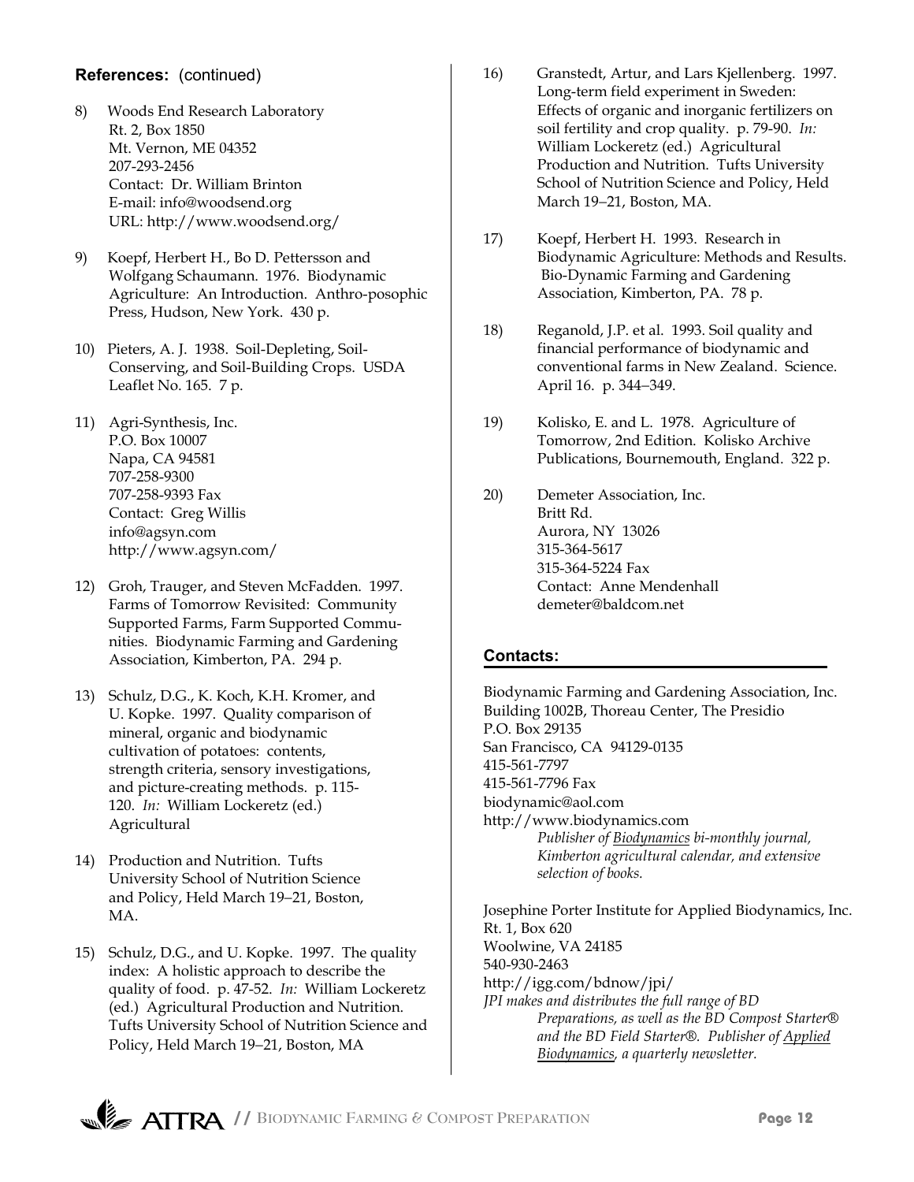**References:** (continued)

8) Woods End Research Laboratory
 Rt. 2, Box 1850
 Mt. Vernon, ME 04352
 207-293-2456
 Contact: Dr. William Brinton
 E-mail: info@woodsend.org
 URL: http://www.woodsend.org/

9) Koepf, Herbert H., Bo D. Pettersson and Wolfgang Schaumann. 1976. Biodynamic Agriculture: An Introduction. Anthro-posophic Press, Hudson, New York. 430 p.

10) Pieters, A. J. 1938. Soil-Depleting, Soil-Conserving, and Soil-Building Crops. USDA Leaflet No. 165. 7 p.

11) Agri-Synthesis, Inc.
 P.O. Box 10007
 Napa, CA 94581
 707-258-9300
 707-258-9393 Fax
 Contact: Greg Willis
 info@agsyn.com
 http://www.agsyn.com/

12) Groh, Trauger, and Steven McFadden. 1997. Farms of Tomorrow Revisited: Community Supported Farms, Farm Supported Communities. Biodynamic Farming and Gardening Association, Kimberton, PA. 294 p.

13) Schulz, D.G., K. Koch, K.H. Kromer, and U. Kopke. 1997. Quality comparison of mineral, organic and biodynamic cultivation of potatoes: contents, strength criteria, sensory investigations, and picture-creating methods. p. 115-120. *In:* William Lockeretz (ed.) Agricultural

14) Production and Nutrition. Tufts University School of Nutrition Science and Policy, Held March 19–21, Boston, MA.

15) Schulz, D.G., and U. Kopke. 1997. The quality index: A holistic approach to describe the quality of food. p. 47-52. *In:* William Lockeretz (ed.) Agricultural Production and Nutrition. Tufts University School of Nutrition Science and Policy, Held March 19–21, Boston, MA

16) Granstedt, Artur, and Lars Kjellenberg. 1997. Long-term field experiment in Sweden: Effects of organic and inorganic fertilizers on soil fertility and crop quality. p. 79-90. *In:* William Lockeretz (ed.) Agricultural Production and Nutrition. Tufts University School of Nutrition Science and Policy, Held March 19–21, Boston, MA.

17) Koepf, Herbert H. 1993. Research in Biodynamic Agriculture: Methods and Results. Bio-Dynamic Farming and Gardening Association, Kimberton, PA. 78 p.

18) Reganold, J.P. et al. 1993. Soil quality and financial performance of biodynamic and conventional farms in New Zealand. Science. April 16. p. 344–349.

19) Kolisko, E. and L. 1978. Agriculture of Tomorrow, 2nd Edition. Kolisko Archive Publications, Bournemouth, England. 322 p.

20) Demeter Association, Inc.
 Britt Rd.
 Aurora, NY 13026
 315-364-5617
 315-364-5224 Fax
 Contact: Anne Mendenhall
 demeter@baldcom.net

## Contacts:

Biodynamic Farming and Gardening Association, Inc.
Building 1002B, Thoreau Center, The Presidio
P.O. Box 29135
San Francisco, CA 94129-0135
415-561-7797
415-561-7796 Fax
biodynamic@aol.com
http://www.biodynamics.com
*Publisher of Biodynamics bi-monthly journal, Kimberton agricultural calendar, and extensive selection of books.*

Josephine Porter Institute for Applied Biodynamics, Inc.
Rt. 1, Box 620
Woolwine, VA 24185
540-930-2463
http://igg.com/bdnow/jpi/
*JPI makes and distributes the full range of BD Preparations, as well as the BD Compost Starter® and the BD Field Starter®. Publisher of Applied Biodynamics, a quarterly newsletter.*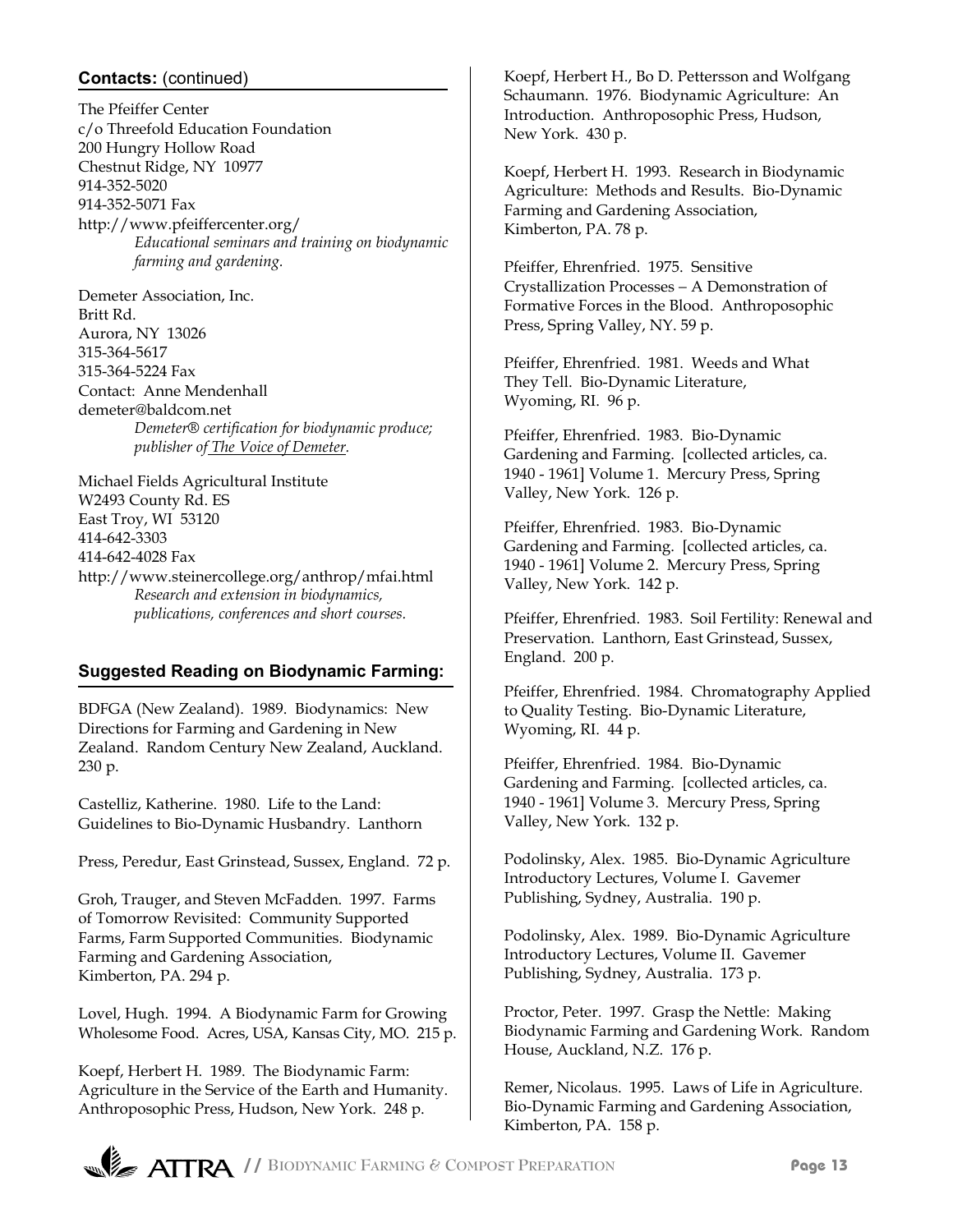## Contacts: (continued)

The Pfeiffer Center
c/o Threefold Education Foundation
200 Hungry Hollow Road
Chestnut Ridge, NY 10977
914-352-5020
914-352-5071 Fax
http://www.pfeiffercenter.org/
*Educational seminars and training on biodynamic farming and gardening.*

Demeter Association, Inc.
Britt Rd.
Aurora, NY 13026
315-364-5617
315-364-5224 Fax
Contact: Anne Mendenhall
demeter@baldcom.net
*Demeter® certification for biodynamic produce; publisher of The Voice of Demeter.*

Michael Fields Agricultural Institute
W2493 County Rd. ES
East Troy, WI 53120
414-642-3303
414-642-4028 Fax
http://www.steinercollege.org/anthrop/mfai.html
*Research and extension in biodynamics, publications, conferences and short courses.*

## Suggested Reading on Biodynamic Farming:

BDFGA (New Zealand). 1989. Biodynamics: New Directions for Farming and Gardening in New Zealand. Random Century New Zealand, Auckland. 230 p.

Castelliz, Katherine. 1980. Life to the Land: Guidelines to Bio-Dynamic Husbandry. Lanthorn Press, Peredur, East Grinstead, Sussex, England. 72 p.

Groh, Trauger, and Steven McFadden. 1997. Farms of Tomorrow Revisited: Community Supported Farms, Farm Supported Communities. Biodynamic Farming and Gardening Association, Kimberton, PA. 294 p.

Lovel, Hugh. 1994. A Biodynamic Farm for Growing Wholesome Food. Acres, USA, Kansas City, MO. 215 p.

Koepf, Herbert H. 1989. The Biodynamic Farm: Agriculture in the Service of the Earth and Humanity. Anthroposophic Press, Hudson, New York. 248 p.

Koepf, Herbert H., Bo D. Pettersson and Wolfgang Schaumann. 1976. Biodynamic Agriculture: An Introduction. Anthroposophic Press, Hudson, New York. 430 p.

Koepf, Herbert H. 1993. Research in Biodynamic Agriculture: Methods and Results. Bio-Dynamic Farming and Gardening Association, Kimberton, PA. 78 p.

Pfeiffer, Ehrenfried. 1975. Sensitive Crystallization Processes – A Demonstration of Formative Forces in the Blood. Anthroposophic Press, Spring Valley, NY. 59 p.

Pfeiffer, Ehrenfried. 1981. Weeds and What They Tell. Bio-Dynamic Literature, Wyoming, RI. 96 p.

Pfeiffer, Ehrenfried. 1983. Bio-Dynamic Gardening and Farming. [collected articles, ca. 1940 - 1961] Volume 1. Mercury Press, Spring Valley, New York. 126 p.

Pfeiffer, Ehrenfried. 1983. Bio-Dynamic Gardening and Farming. [collected articles, ca. 1940 - 1961] Volume 2. Mercury Press, Spring Valley, New York. 142 p.

Pfeiffer, Ehrenfried. 1983. Soil Fertility: Renewal and Preservation. Lanthorn, East Grinstead, Sussex, England. 200 p.

Pfeiffer, Ehrenfried. 1984. Chromatography Applied to Quality Testing. Bio-Dynamic Literature, Wyoming, RI. 44 p.

Pfeiffer, Ehrenfried. 1984. Bio-Dynamic Gardening and Farming. [collected articles, ca. 1940 - 1961] Volume 3. Mercury Press, Spring Valley, New York. 132 p.

Podolinsky, Alex. 1985. Bio-Dynamic Agriculture Introductory Lectures, Volume I. Gavemer Publishing, Sydney, Australia. 190 p.

Podolinsky, Alex. 1989. Bio-Dynamic Agriculture Introductory Lectures, Volume II. Gavemer Publishing, Sydney, Australia. 173 p.

Proctor, Peter. 1997. Grasp the Nettle: Making Biodynamic Farming and Gardening Work. Random House, Auckland, N.Z. 176 p.

Remer, Nicolaus. 1995. Laws of Life in Agriculture. Bio-Dynamic Farming and Gardening Association, Kimberton, PA. 158 p.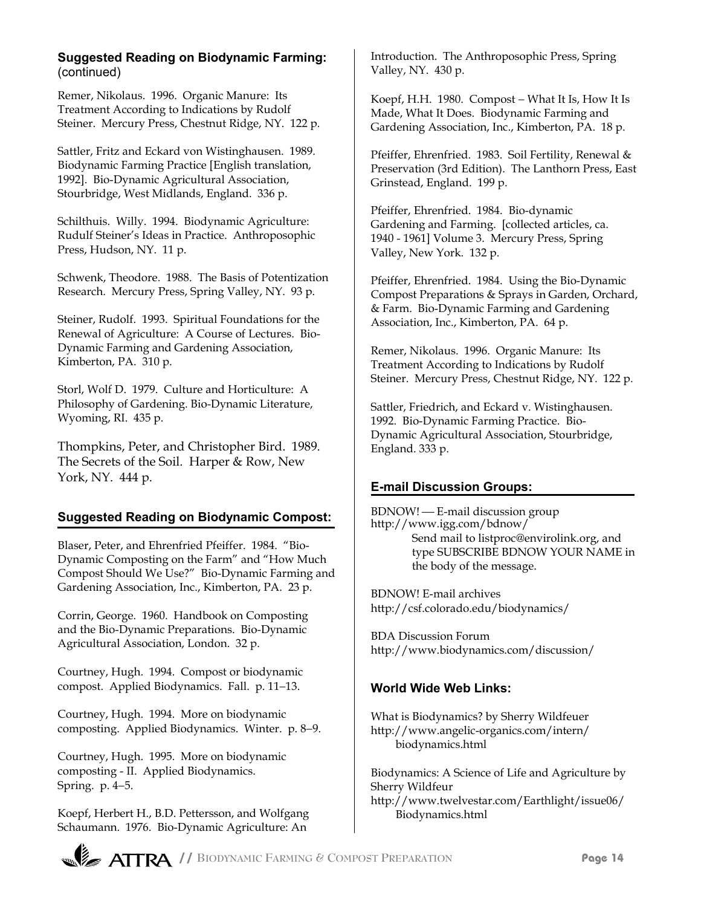## Suggested Reading on Biodynamic Farming: (continued)

Remer, Nikolaus. 1996. Organic Manure: Its Treatment According to Indications by Rudolf Steiner. Mercury Press, Chestnut Ridge, NY. 122 p.

Sattler, Fritz and Eckard von Wistinghausen. 1989. Biodynamic Farming Practice [English translation, 1992]. Bio-Dynamic Agricultural Association, Stourbridge, West Midlands, England. 336 p.

Schilthuis. Willy. 1994. Biodynamic Agriculture: Rudulf Steiner's Ideas in Practice. Anthroposophic Press, Hudson, NY. 11 p.

Schwenk, Theodore. 1988. The Basis of Potentization Research. Mercury Press, Spring Valley, NY. 93 p.

Steiner, Rudolf. 1993. Spiritual Foundations for the Renewal of Agriculture: A Course of Lectures. Bio-Dynamic Farming and Gardening Association, Kimberton, PA. 310 p.

Storl, Wolf D. 1979. Culture and Horticulture: A Philosophy of Gardening. Bio-Dynamic Literature, Wyoming, RI. 435 p.

Thompkins, Peter, and Christopher Bird. 1989. The Secrets of the Soil. Harper & Row, New York, NY. 444 p.

## Suggested Reading on Biodynamic Compost:

Blaser, Peter, and Ehrenfried Pfeiffer. 1984. "Bio-Dynamic Composting on the Farm" and "How Much Compost Should We Use?" Bio-Dynamic Farming and Gardening Association, Inc., Kimberton, PA. 23 p.

Corrin, George. 1960. Handbook on Composting and the Bio-Dynamic Preparations. Bio-Dynamic Agricultural Association, London. 32 p.

Courtney, Hugh. 1994. Compost or biodynamic compost. Applied Biodynamics. Fall. p. 11–13.

Courtney, Hugh. 1994. More on biodynamic composting. Applied Biodynamics. Winter. p. 8–9.

Courtney, Hugh. 1995. More on biodynamic composting - II. Applied Biodynamics. Spring. p. 4–5.

Koepf, Herbert H., B.D. Pettersson, and Wolfgang Schaumann. 1976. Bio-Dynamic Agriculture: An Introduction. The Anthroposophic Press, Spring Valley, NY. 430 p.

Koepf, H.H. 1980. Compost – What It Is, How It Is Made, What It Does. Biodynamic Farming and Gardening Association, Inc., Kimberton, PA. 18 p.

Pfeiffer, Ehrenfried. 1983. Soil Fertility, Renewal & Preservation (3rd Edition). The Lanthorn Press, East Grinstead, England. 199 p.

Pfeiffer, Ehrenfried. 1984. Bio-dynamic Gardening and Farming. [collected articles, ca. 1940 - 1961] Volume 3. Mercury Press, Spring Valley, New York. 132 p.

Pfeiffer, Ehrenfried. 1984. Using the Bio-Dynamic Compost Preparations & Sprays in Garden, Orchard, & Farm. Bio-Dynamic Farming and Gardening Association, Inc., Kimberton, PA. 64 p.

Remer, Nikolaus. 1996. Organic Manure: Its Treatment According to Indications by Rudolf Steiner. Mercury Press, Chestnut Ridge, NY. 122 p.

Sattler, Friedrich, and Eckard v. Wistinghausen. 1992. Bio-Dynamic Farming Practice. Bio-Dynamic Agricultural Association, Stourbridge, England. 333 p.

## E-mail Discussion Groups:

BDNOW! — E-mail discussion group
http://www.igg.com/bdnow/
Send mail to listproc@envirolink.org, and type SUBSCRIBE BDNOW YOUR NAME in the body of the message.

BDNOW! E-mail archives
http://csf.colorado.edu/biodynamics/

BDA Discussion Forum
http://www.biodynamics.com/discussion/

## World Wide Web Links:

What is Biodynamics? by Sherry Wildfeuer
http://www.angelic-organics.com/intern/biodynamics.html

Biodynamics: A Science of Life and Agriculture by Sherry Wildfeur
http://www.twelvestar.com/Earthlight/issue06/Biodynamics.html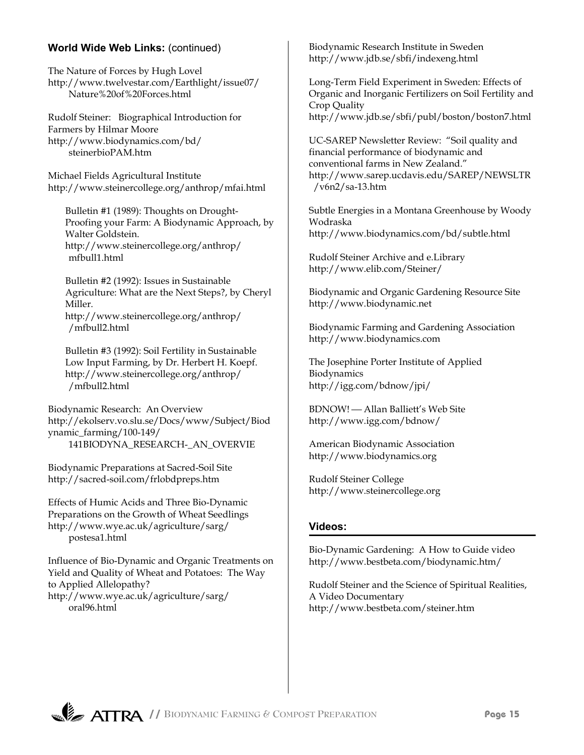## World Wide Web Links: (continued)

The Nature of Forces by Hugh Lovel
http://www.twelvestar.com/Earthlight/issue07/Nature%20of%20Forces.html

Rudolf Steiner: Biographical Introduction for Farmers by Hilmar Moore
http://www.biodynamics.com/bd/steinerbioPAM.htm

Michael Fields Agricultural Institute
http://www.steinercollege.org/anthrop/mfai.html

> Bulletin #1 (1989): Thoughts on Drought-Proofing your Farm: A Biodynamic Approach, by Walter Goldstein.
> http://www.steinercollege.org/anthrop/mfbull1.html
>
> Bulletin #2 (1992): Issues in Sustainable Agriculture: What are the Next Steps?, by Cheryl Miller.
> http://www.steinercollege.org/anthrop//mfbull2.html
>
> Bulletin #3 (1992): Soil Fertility in Sustainable Low Input Farming, by Dr. Herbert H. Koepf.
> http://www.steinercollege.org/anthrop//mfbull2.html

Biodynamic Research: An Overview
http://ekolserv.vo.slu.se/Docs/www/Subject/Biodynamic_farming/100-149/141BIODYNA_RESEARCH-_AN_OVERVIE

Biodynamic Preparations at Sacred-Soil Site
http://sacred-soil.com/frlobdpreps.htm

Effects of Humic Acids and Three Bio-Dynamic Preparations on the Growth of Wheat Seedlings
http://www.wye.ac.uk/agriculture/sarg/postesa1.html

Influence of Bio-Dynamic and Organic Treatments on Yield and Quality of Wheat and Potatoes: The Way to Applied Allelopathy?
http://www.wye.ac.uk/agriculture/sarg/oral96.html

Biodynamic Research Institute in Sweden
http://www.jdb.se/sbfi/indexeng.html

Long-Term Field Experiment in Sweden: Effects of Organic and Inorganic Fertilizers on Soil Fertility and Crop Quality
http://www.jdb.se/sbfi/publ/boston/boston7.html

UC-SAREP Newsletter Review: "Soil quality and financial performance of biodynamic and conventional farms in New Zealand."
http://www.sarep.ucdavis.edu/SAREP/NEWSLTR/v6n2/sa-13.htm

Subtle Energies in a Montana Greenhouse by Woody Wodraska
http://www.biodynamics.com/bd/subtle.html

Rudolf Steiner Archive and e.Library
http://www.elib.com/Steiner/

Biodynamic and Organic Gardening Resource Site
http://www.biodynamic.net

Biodynamic Farming and Gardening Association
http://www.biodynamics.com

The Josephine Porter Institute of Applied Biodynamics
http://igg.com/bdnow/jpi/

BDNOW! — Allan Balliett's Web Site
http://www.igg.com/bdnow/

American Biodynamic Association
http://www.biodynamics.org

Rudolf Steiner College
http://www.steinercollege.org

## Videos:

Bio-Dynamic Gardening: A How to Guide video
http://www.bestbeta.com/biodynamic.htm/

Rudolf Steiner and the Science of Spiritual Realities, A Video Documentary
http://www.bestbeta.com/steiner.htm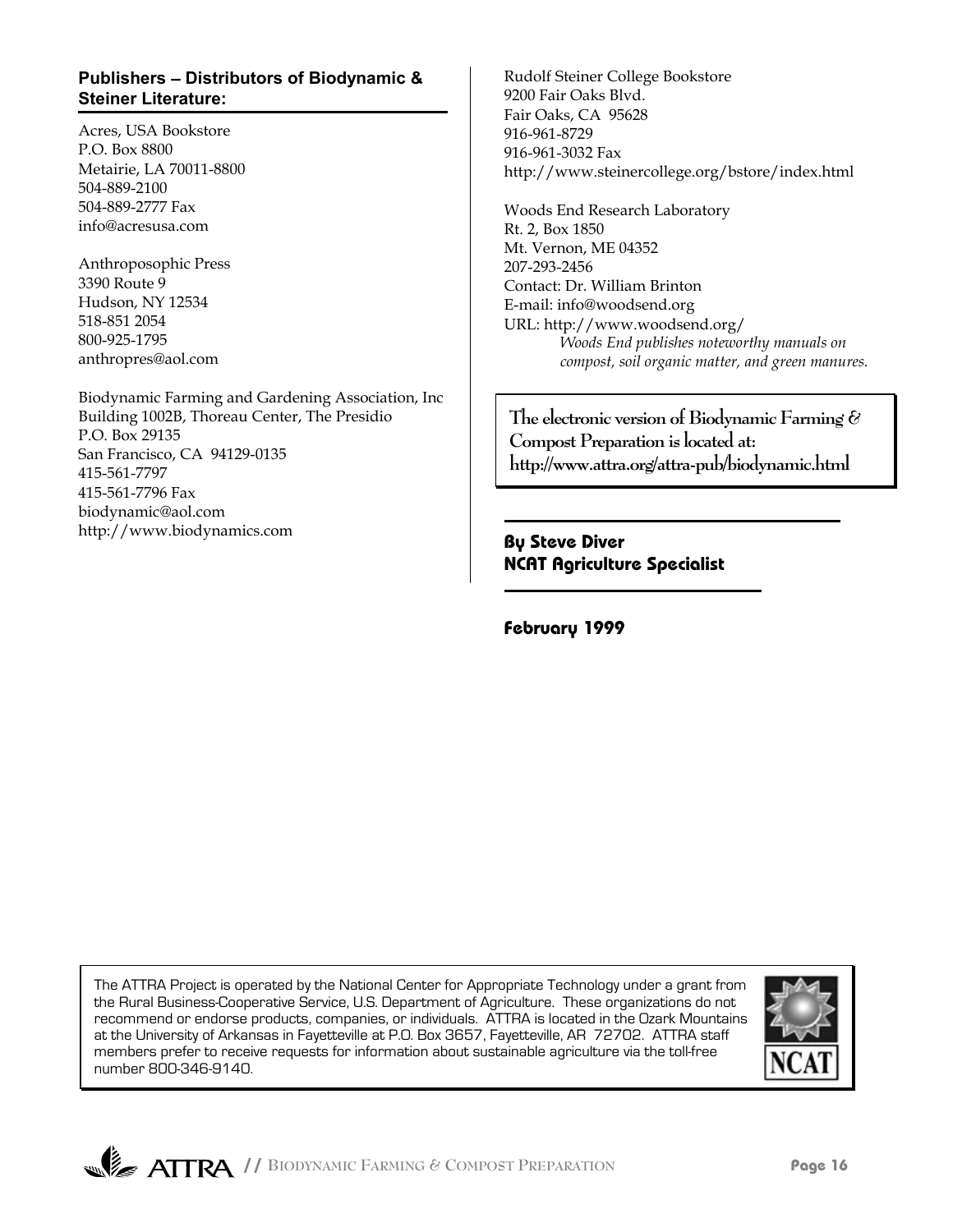### Publishers – Distributors of Biodynamic & Steiner Literature:

Acres, USA Bookstore
P.O. Box 8800
Metairie, LA 70011-8800
504-889-2100
504-889-2777 Fax
info@acresusa.com

Anthroposophic Press
3390 Route 9
Hudson, NY 12534
518-851 2054
800-925-1795
anthropres@aol.com

Biodynamic Farming and Gardening Association, Inc
Building 1002B, Thoreau Center, The Presidio
P.O. Box 29135
San Francisco, CA 94129-0135
415-561-7797
415-561-7796 Fax
biodynamic@aol.com
http://www.biodynamics.com

Rudolf Steiner College Bookstore
9200 Fair Oaks Blvd.
Fair Oaks, CA 95628
916-961-8729
916-961-3032 Fax
http://www.steinercollege.org/bstore/index.html

Woods End Research Laboratory
Rt. 2, Box 1850
Mt. Vernon, ME 04352
207-293-2456
Contact: Dr. William Brinton
E-mail: info@woodsend.org
URL: http://www.woodsend.org/

*Woods End publishes noteworthy manuals on compost, soil organic matter, and green manures.*

**The electronic version of Biodynamic Farming & Compost Preparation is located at: http://www.attra.org/attra-pub/biodynamic.html**

**By Steve Diver**
**NCAT Agriculture Specialist**

**February 1999**

The ATTRA Project is operated by the National Center for Appropriate Technology under a grant from the Rural Business-Cooperative Service, U.S. Department of Agriculture. These organizations do not recommend or endorse products, companies, or individuals. ATTRA is located in the Ozark Mountains at the University of Arkansas in Fayetteville at P.O. Box 3657, Fayetteville, AR 72702. ATTRA staff members prefer to receive requests for information about sustainable agriculture via the toll-free number 800-346-9140.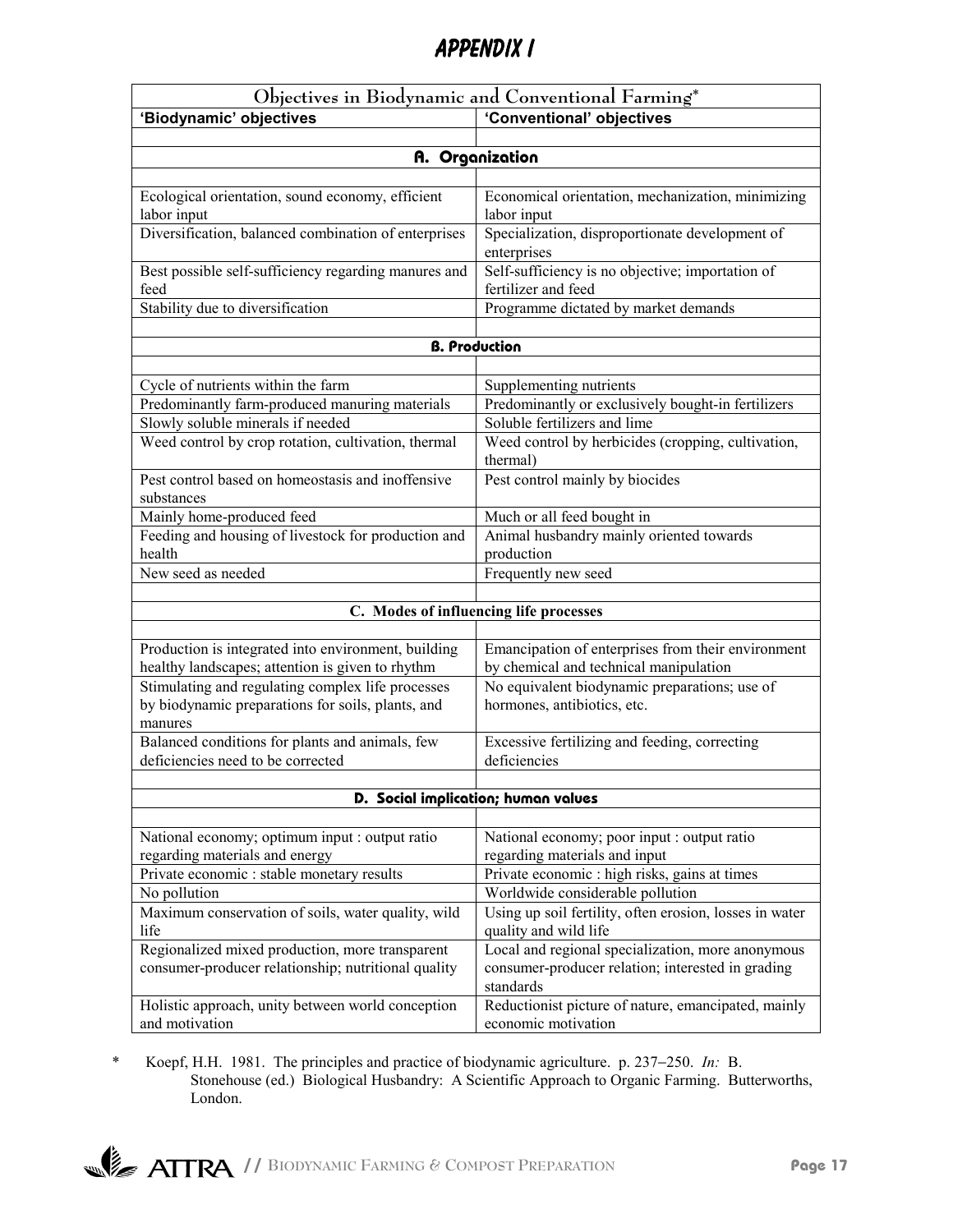# APPENDIX I

| Objectives in Biodynamic and Conventional Farming* | |
|---|---|
| **'Biodynamic' objectives** | **'Conventional' objectives** |
| | |
| **A. Organization** | |
| | |
| Ecological orientation, sound economy, efficient labor input | Economical orientation, mechanization, minimizing labor input |
| Diversification, balanced combination of enterprises | Specialization, disproportionate development of enterprises |
| Best possible self-sufficiency regarding manures and feed | Self-sufficiency is no objective; importation of fertilizer and feed |
| Stability due to diversification | Programme dictated by market demands |
| | |
| **B. Production** | |
| | |
| Cycle of nutrients within the farm | Supplementing nutrients |
| Predominantly farm-produced manuring materials | Predominantly or exclusively bought-in fertilizers |
| Slowly soluble minerals if needed | Soluble fertilizers and lime |
| Weed control by crop rotation, cultivation, thermal | Weed control by herbicides (cropping, cultivation, thermal) |
| Pest control based on homeostasis and inoffensive substances | Pest control mainly by biocides |
| Mainly home-produced feed | Much or all feed bought in |
| Feeding and housing of livestock for production and health | Animal husbandry mainly oriented towards production |
| New seed as needed | Frequently new seed |
| | |
| **C. Modes of influencing life processes** | |
| | |
| Production is integrated into environment, building healthy landscapes; attention is given to rhythm | Emancipation of enterprises from their environment by chemical and technical manipulation |
| Stimulating and regulating complex life processes by biodynamic preparations for soils, plants, and manures | No equivalent biodynamic preparations; use of hormones, antibiotics, etc. |
| Balanced conditions for plants and animals, few deficiencies need to be corrected | Excessive fertilizing and feeding, correcting deficiencies |
| | |
| **D. Social implication; human values** | |
| | |
| National economy; optimum input : output ratio regarding materials and energy | National economy; poor input : output ratio regarding materials and input |
| Private economic : stable monetary results | Private economic : high risks, gains at times |
| No pollution | Worldwide considerable pollution |
| Maximum conservation of soils, water quality, wild life | Using up soil fertility, often erosion, losses in water quality and wild life |
| Regionalized mixed production, more transparent consumer-producer relationship; nutritional quality | Local and regional specialization, more anonymous consumer-producer relation; interested in grading standards |
| Holistic approach, unity between world conception and motivation | Reductionist picture of nature, emancipated, mainly economic motivation |

\* Koepf, H.H. 1981. The principles and practice of biodynamic agriculture. p. 237–250. *In:* B. Stonehouse (ed.) Biological Husbandry: A Scientific Approach to Organic Farming. Butterworths, London.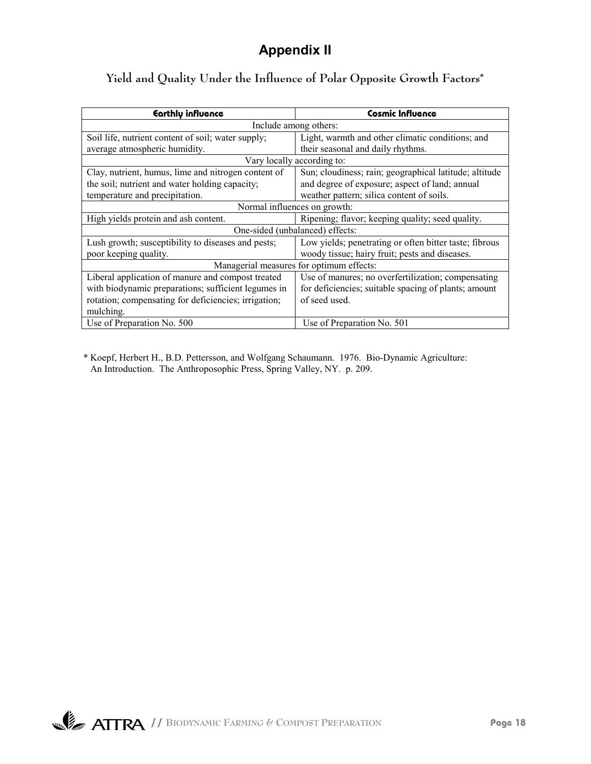# Appendix II

## Yield and Quality Under the Influence of Polar Opposite Growth Factors*

| Earthly influence | Cosmic Influence |
|---|---|
| Include among others: | |
| Soil life, nutrient content of soil; water supply; average atmospheric humidity. | Light, warmth and other climatic conditions; and their seasonal and daily rhythms. |
| Vary locally according to: | |
| Clay, nutrient, humus, lime and nitrogen content of the soil; nutrient and water holding capacity; temperature and precipitation. | Sun; cloudiness; rain; geographical latitude; altitude and degree of exposure; aspect of land; annual weather pattern; silica content of soils. |
| Normal influences on growth: | |
| High yields protein and ash content. | Ripening; flavor; keeping quality; seed quality. |
| One-sided (unbalanced) effects: | |
| Lush growth; susceptibility to diseases and pests; poor keeping quality. | Low yields; penetrating or often bitter taste; fibrous woody tissue; hairy fruit; pests and diseases. |
| Managerial measures for optimum effects: | |
| Liberal application of manure and compost treated with biodynamic preparations; sufficient legumes in rotation; compensating for deficiencies; irrigation; mulching. | Use of manures; no overfertilization; compensating for deficiencies; suitable spacing of plants; amount of seed used. |
| Use of Preparation No. 500 | Use of Preparation No. 501 |

\* Koepf, Herbert H., B.D. Pettersson, and Wolfgang Schaumann. 1976. Bio-Dynamic Agriculture: An Introduction. The Anthroposophic Press, Spring Valley, NY. p. 209.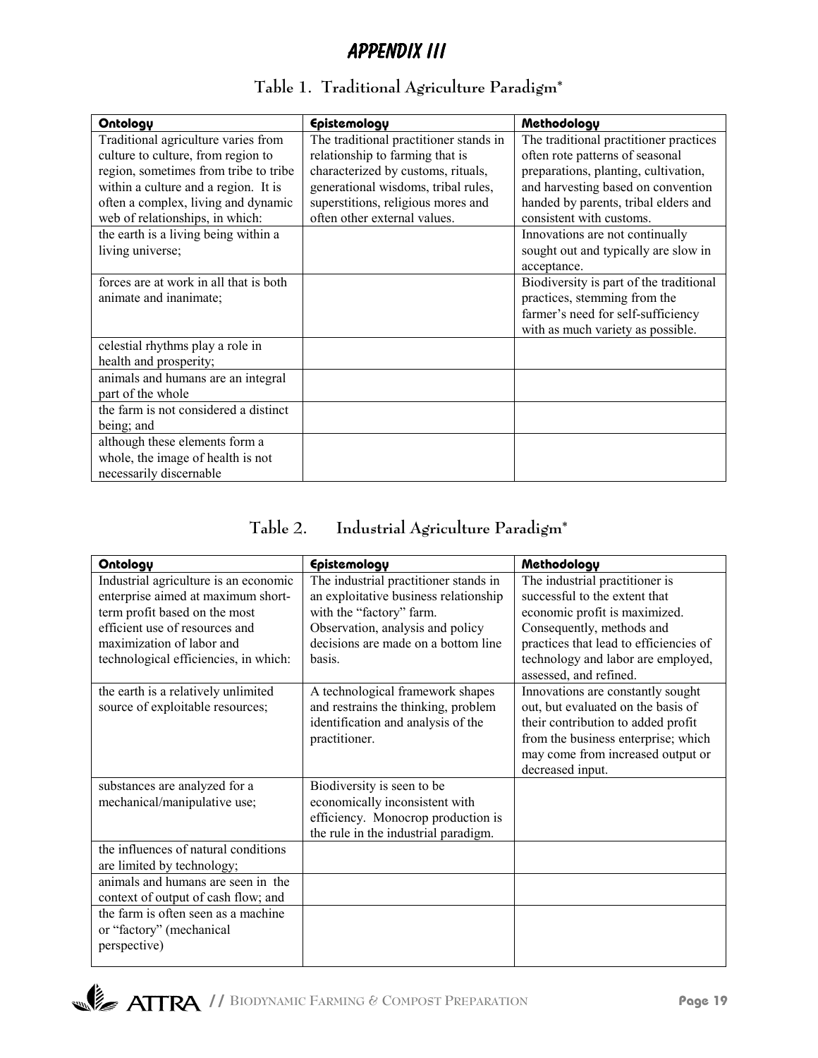# APPENDIX III

## Table 1. Traditional Agriculture Paradigm*

| Ontology | Epistemology | Methodology |
|---|---|---|
| Traditional agriculture varies from culture to culture, from region to region, sometimes from tribe to tribe within a culture and a region. It is often a complex, living and dynamic web of relationships, in which: | The traditional practitioner stands in relationship to farming that is characterized by customs, rituals, generational wisdoms, tribal rules, superstitions, religious mores and often other external values. | The traditional practitioner practices often rote patterns of seasonal preparations, planting, cultivation, and harvesting based on convention handed by parents, tribal elders and consistent with customs. |
| the earth is a living being within a living universe; | | Innovations are not continually sought out and typically are slow in acceptance. |
| forces are at work in all that is both animate and inanimate; | | Biodiversity is part of the traditional practices, stemming from the farmer's need for self-sufficiency with as much variety as possible. |
| celestial rhythms play a role in health and prosperity; | | |
| animals and humans are an integral part of the whole | | |
| the farm is not considered a distinct being; and | | |
| although these elements form a whole, the image of health is not necessarily discernable | | |

## Table 2. Industrial Agriculture Paradigm*

| Ontology | Epistemology | Methodology |
|---|---|---|
| Industrial agriculture is an economic enterprise aimed at maximum short-term profit based on the most efficient use of resources and maximization of labor and technological efficiencies, in which: | The industrial practitioner stands in an exploitative business relationship with the "factory" farm. Observation, analysis and policy decisions are made on a bottom line basis. | The industrial practitioner is successful to the extent that economic profit is maximized. Consequently, methods and practices that lead to efficiencies of technology and labor are employed, assessed, and refined. |
| the earth is a relatively unlimited source of exploitable resources; | A technological framework shapes and restrains the thinking, problem identification and analysis of the practitioner. | Innovations are constantly sought out, but evaluated on the basis of their contribution to added profit from the business enterprise; which may come from increased output or decreased input. |
| substances are analyzed for a mechanical/manipulative use; | Biodiversity is seen to be economically inconsistent with efficiency. Monocrop production is the rule in the industrial paradigm. | |
| the influences of natural conditions are limited by technology; | | |
| animals and humans are seen in the context of output of cash flow; and | | |
| the farm is often seen as a machine or "factory" (mechanical perspective) | | |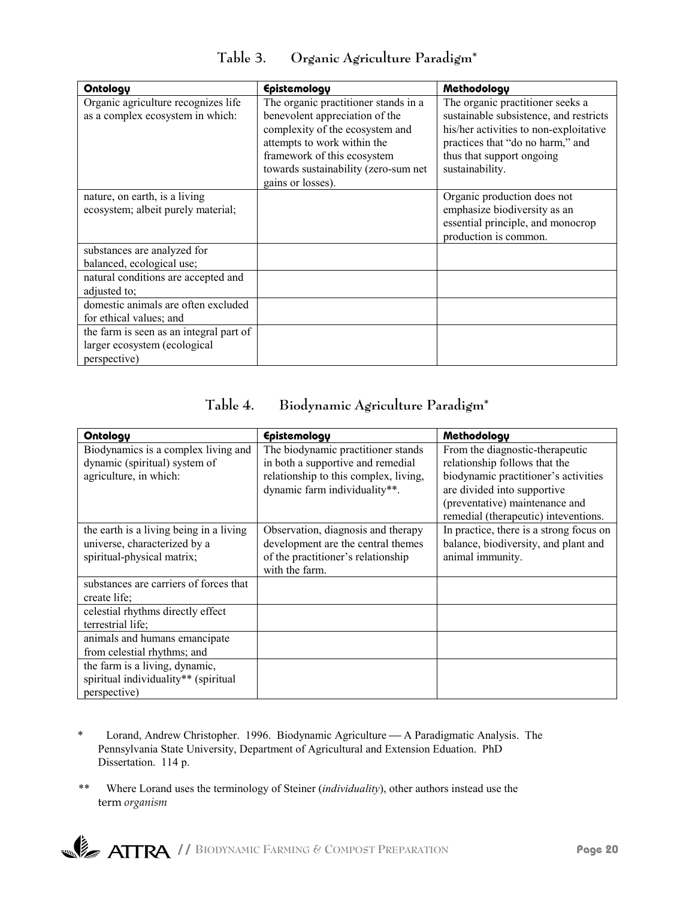## Table 3. Organic Agriculture Paradigm*

| Ontology | Epistemology | Methodology |
|---|---|---|
| Organic agriculture recognizes life as a complex ecosystem in which: | The organic practitioner stands in a benevolent appreciation of the complexity of the ecosystem and attempts to work within the framework of this ecosystem towards sustainability (zero-sum net gains or losses). | The organic practitioner seeks a sustainable subsistence, and restricts his/her activities to non-exploitative practices that "do no harm," and thus that support ongoing sustainability. |
| nature, on earth, is a living ecosystem; albeit purely material; | | Organic production does not emphasize biodiversity as an essential principle, and monocrop production is common. |
| substances are analyzed for balanced, ecological use; | | |
| natural conditions are accepted and adjusted to; | | |
| domestic animals are often excluded for ethical values; and | | |
| the farm is seen as an integral part of larger ecosystem (ecological perspective) | | |

## Table 4. Biodynamic Agriculture Paradigm*

| Ontology | Epistemology | Methodology |
|---|---|---|
| Biodynamics is a complex living and dynamic (spiritual) system of agriculture, in which: | The biodynamic practitioner stands in both a supportive and remedial relationship to this complex, living, dynamic farm individuality**. | From the diagnostic-therapeutic relationship follows that the biodynamic practitioner's activities are divided into supportive (preventative) maintenance and remedial (therapeutic) inteventions. |
| the earth is a living being in a living universe, characterized by a spiritual-physical matrix; | Observation, diagnosis and therapy development are the central themes of the practitioner's relationship with the farm. | In practice, there is a strong focus on balance, biodiversity, and plant and animal immunity. |
| substances are carriers of forces that create life; | | |
| celestial rhythms directly effect terrestrial life; | | |
| animals and humans emancipate from celestial rhythms; and | | |
| the farm is a living, dynamic, spiritual individuality** (spiritual perspective) | | |

\* Lorand, Andrew Christopher. 1996. Biodynamic Agriculture — A Paradigmatic Analysis. The Pennsylvania State University, Department of Agricultural and Extension Eduation. PhD Dissertation. 114 p.

\*\* Where Lorand uses the terminology of Steiner (*individuality*), other authors instead use the term *organism*